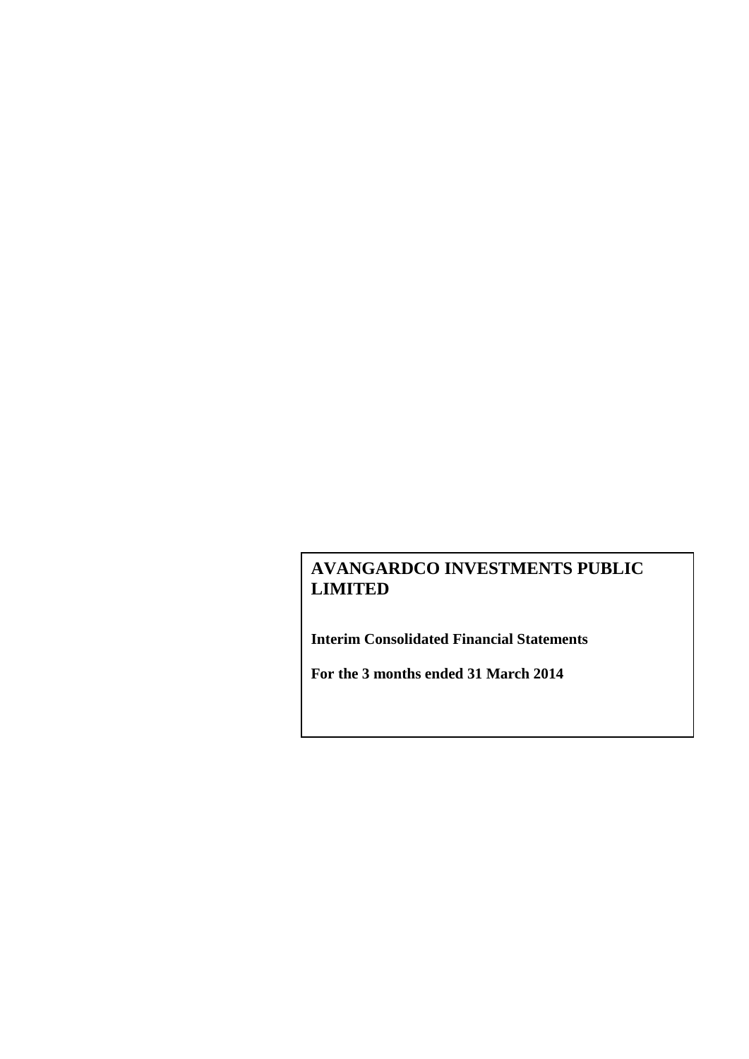# AVANGARDCO INVESTMENTS PUBLIC LIMITED

**Interim Consolidated Financial Statements**

**For the 3 months ended 31 March 2014**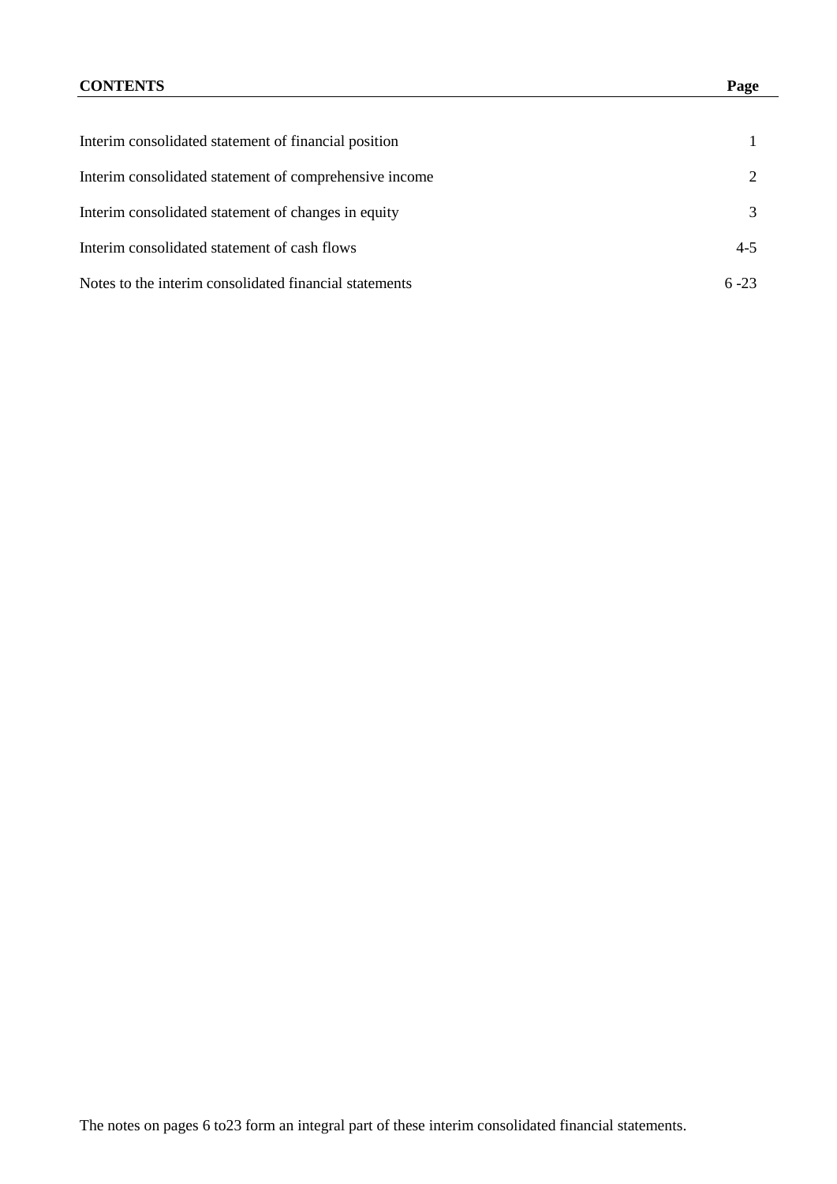| CONTENTS | Page |
| --- | --- |
| Interim consolidated statement of financial position | 1 |
| Interim consolidated statement of comprehensive income | 2 |
| Interim consolidated statement of changes in equity | 3 |
| Interim consolidated statement of cash flows | 4-5 |
| Notes to the interim consolidated financial statements | 6 -23 |

The notes on pages 6 to23 form an integral part of these interim consolidated financial statements.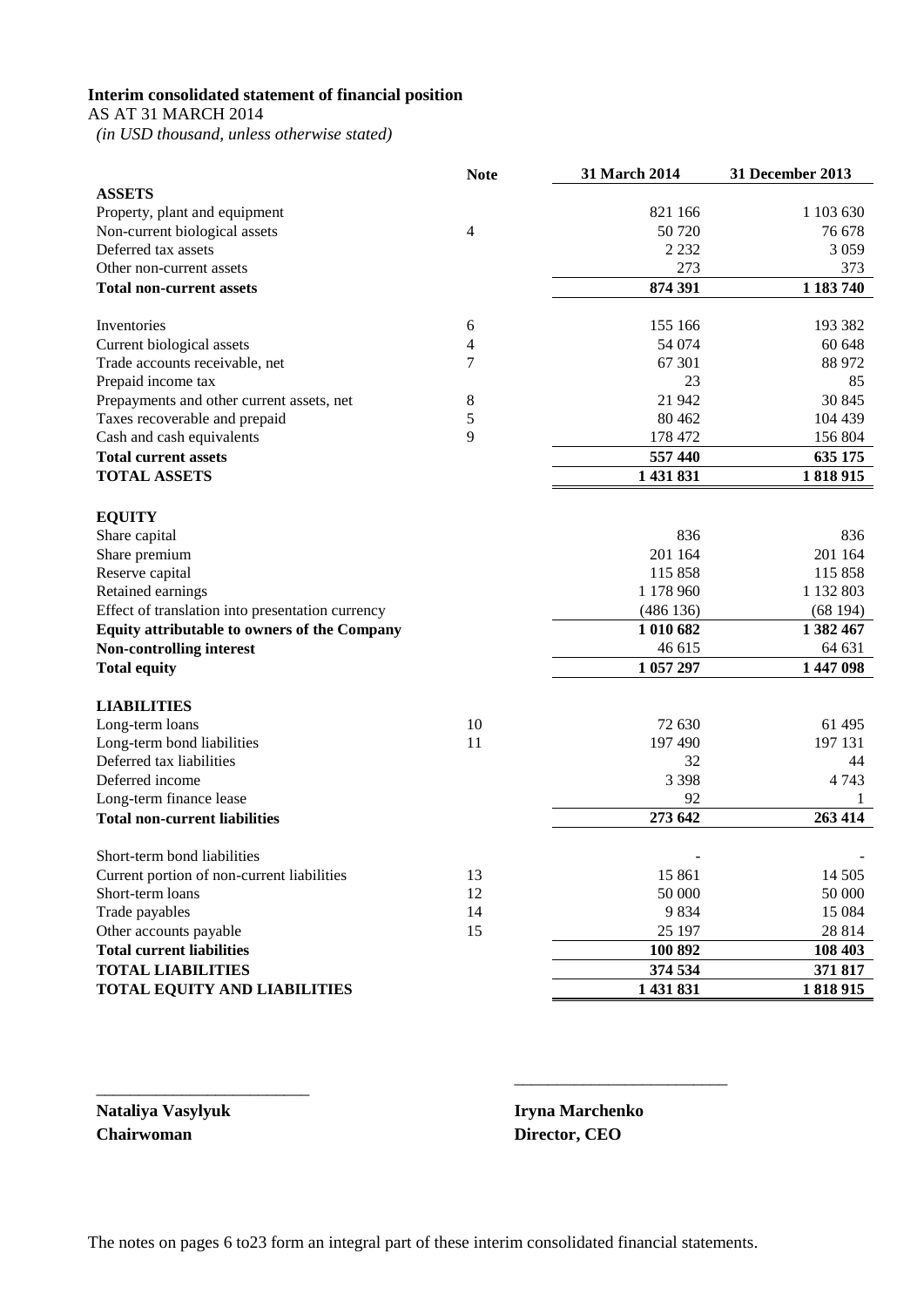**Interim consolidated statement of financial position**

AS AT 31 MARCH 2014

*(in USD thousand, unless otherwise stated)*

| | Note | 31 March 2014 | 31 December 2013 |
|---|---|---|---|
| **ASSETS** | | | |
| Property, plant and equipment | | 821 166 | 1 103 630 |
| Non-current biological assets | 4 | 50 720 | 76 678 |
| Deferred tax assets | | 2 232 | 3 059 |
| Other non-current assets | | 273 | 373 |
| **Total non-current assets** | | **874 391** | **1 183 740** |
| | | | |
| Inventories | 6 | 155 166 | 193 382 |
| Current biological assets | 4 | 54 074 | 60 648 |
| Trade accounts receivable, net | 7 | 67 301 | 88 972 |
| Prepaid income tax | | 23 | 85 |
| Prepayments and other current assets, net | 8 | 21 942 | 30 845 |
| Taxes recoverable and prepaid | 5 | 80 462 | 104 439 |
| Cash and cash equivalents | 9 | 178 472 | 156 804 |
| **Total current assets** | | **557 440** | **635 175** |
| **TOTAL ASSETS** | | **1 431 831** | **1 818 915** |
| | | | |
| **EQUITY** | | | |
| Share capital | | 836 | 836 |
| Share premium | | 201 164 | 201 164 |
| Reserve capital | | 115 858 | 115 858 |
| Retained earnings | | 1 178 960 | 1 132 803 |
| Effect of translation into presentation currency | | (486 136) | (68 194) |
| **Equity attributable to owners of the Company** | | **1 010 682** | **1 382 467** |
| **Non-controlling interest** | | 46 615 | 64 631 |
| **Total equity** | | **1 057 297** | **1 447 098** |
| | | | |
| **LIABILITIES** | | | |
| Long-term loans | 10 | 72 630 | 61 495 |
| Long-term bond liabilities | 11 | 197 490 | 197 131 |
| Deferred tax liabilities | | 32 | 44 |
| Deferred income | | 3 398 | 4 743 |
| Long-term finance lease | | 92 | 1 |
| **Total non-current liabilities** | | **273 642** | **263 414** |
| | | | |
| Short-term bond liabilities | | - | - |
| Current portion of non-current liabilities | 13 | 15 861 | 14 505 |
| Short-term loans | 12 | 50 000 | 50 000 |
| Trade payables | 14 | 9 834 | 15 084 |
| Other accounts payable | 15 | 25 197 | 28 814 |
| **Total current liabilities** | | **100 892** | **108 403** |
| **TOTAL LIABILITIES** | | **374 534** | **371 817** |
| **TOTAL EQUITY AND LIABILITIES** | | **1 431 831** | **1 818 915** |

\_\_\_\_\_\_\_\_\_\_\_\_\_\_\_\_\_\_\_\_\_\_\_\_\_

**Nataliya Vasylyuk**
**Chairwoman**

\_\_\_\_\_\_\_\_\_\_\_\_\_\_\_\_\_\_\_\_\_\_\_\_\_

**Iryna Marchenko**
**Director, CEO**

The notes on pages 6 to23 form an integral part of these interim consolidated financial statements.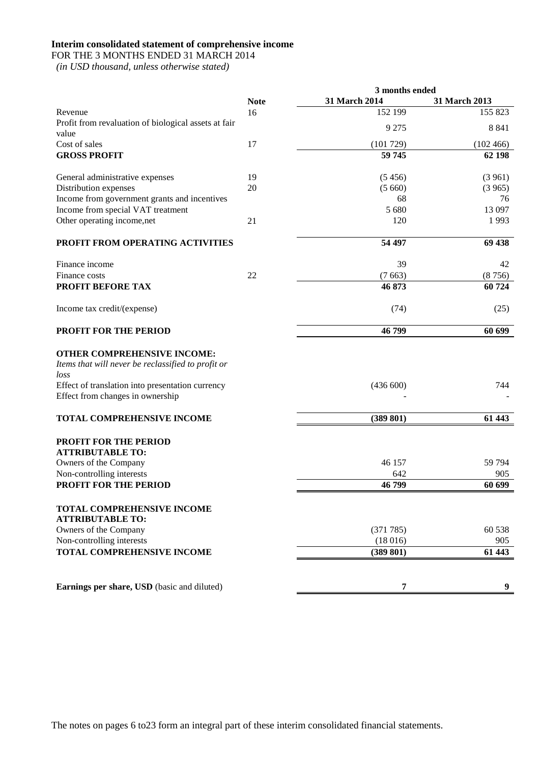**Interim consolidated statement of comprehensive income**

FOR THE 3 MONTHS ENDED 31 MARCH 2014

*(in USD thousand, unless otherwise stated)*

| | Note | 3 months ended | |
|---|---|---|---|
| | | **31 March 2014** | **31 March 2013** |
| Revenue | 16 | 152 199 | 155 823 |
| Profit from revaluation of biological assets at fair value | | 9 275 | 8 841 |
| Cost of sales | 17 | (101 729) | (102 466) |
| **GROSS PROFIT** | | **59 745** | **62 198** |
| General administrative expenses | 19 | (5 456) | (3 961) |
| Distribution expenses | 20 | (5 660) | (3 965) |
| Income from government grants and incentives | | 68 | 76 |
| Income from special VAT treatment | | 5 680 | 13 097 |
| Other operating income,net | 21 | 120 | 1 993 |
| **PROFIT FROM OPERATING ACTIVITIES** | | **54 497** | **69 438** |
| Finance income | | 39 | 42 |
| Finance costs | 22 | (7 663) | (8 756) |
| **PROFIT BEFORE TAX** | | **46 873** | **60 724** |
| Income tax credit/(expense) | | (74) | (25) |
| **PROFIT FOR THE PERIOD** | | **46 799** | **60 699** |
| **OTHER COMPREHENSIVE INCOME:** | | | |
| *Items that will never be reclassified to profit or loss* | | | |
| Effect of translation into presentation currency | | (436 600) | 744 |
| Effect from changes in ownership | | - | - |
| **TOTAL COMPREHENSIVE INCOME** | | **(389 801)** | **61 443** |
| **PROFIT FOR THE PERIOD ATTRIBUTABLE TO:** | | | |
| Owners of the Company | | 46 157 | 59 794 |
| Non-controlling interests | | 642 | 905 |
| **PROFIT FOR THE PERIOD** | | **46 799** | **60 699** |
| **TOTAL COMPREHENSIVE INCOME ATTRIBUTABLE TO:** | | | |
| Owners of the Company | | (371 785) | 60 538 |
| Non-controlling interests | | (18 016) | 905 |
| **TOTAL COMPREHENSIVE INCOME** | | **(389 801)** | **61 443** |
| **Earnings per share, USD** (basic and diluted) | | **7** | **9** |

The notes on pages 6 to23 form an integral part of these interim consolidated financial statements.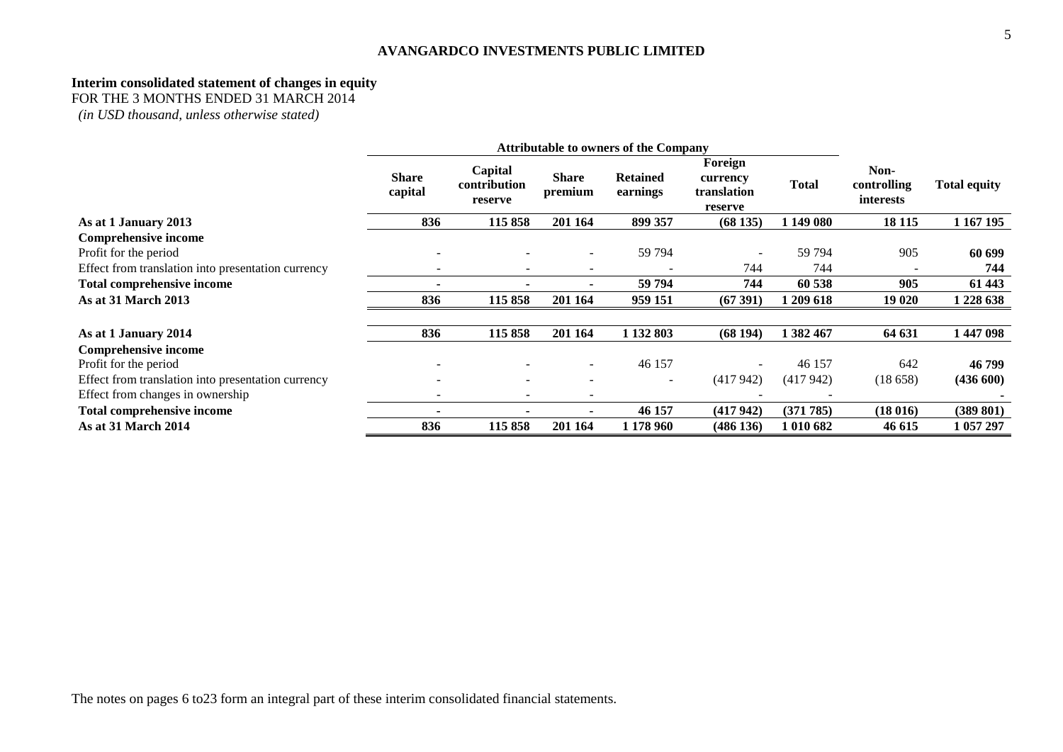**AVANGARDCO INVESTMENTS PUBLIC LIMITED**

## Interim consolidated statement of changes in equity

FOR THE 3 MONTHS ENDED 31 MARCH 2014

*(in USD thousand, unless otherwise stated)*

| | Attributable to owners of the Company | | | | | | | |
|---|---|---|---|---|---|---|---|---|
| | **Share capital** | **Capital contribution reserve** | **Share premium** | **Retained earnings** | **Foreign currency translation reserve** | **Total** | **Non-controlling interests** | **Total equity** |
| **As at 1 January 2013** | **836** | **115 858** | **201 164** | **899 357** | **(68 135)** | **1 149 080** | **18 115** | **1 167 195** |
| **Comprehensive income** | | | | | | | | |
| Profit for the period | - | - | - | 59 794 | - | 59 794 | 905 | **60 699** |
| Effect from translation into presentation currency | - | - | - | - | 744 | 744 | - | **744** |
| **Total comprehensive income** | **-** | **-** | **-** | **59 794** | **744** | **60 538** | **905** | **61 443** |
| **As at 31 March 2013** | **836** | **115 858** | **201 164** | **959 151** | **(67 391)** | **1 209 618** | **19 020** | **1 228 638** |
| | | | | | | | | |
| **As at 1 January 2014** | **836** | **115 858** | **201 164** | **1 132 803** | **(68 194)** | **1 382 467** | **64 631** | **1 447 098** |
| **Comprehensive income** | | | | | | | | |
| Profit for the period | - | - | - | 46 157 | - | 46 157 | 642 | **46 799** |
| Effect from translation into presentation currency | - | - | - | - | (417 942) | (417 942) | (18 658) | **(436 600)** |
| Effect from changes in ownership | - | - | - | | - | - | | **-** |
| **Total comprehensive income** | **-** | **-** | **-** | **46 157** | **(417 942)** | **(371 785)** | **(18 016)** | **(389 801)** |
| **As at 31 March 2014** | **836** | **115 858** | **201 164** | **1 178 960** | **(486 136)** | **1 010 682** | **46 615** | **1 057 297** |

The notes on pages 6 to23 form an integral part of these interim consolidated financial statements.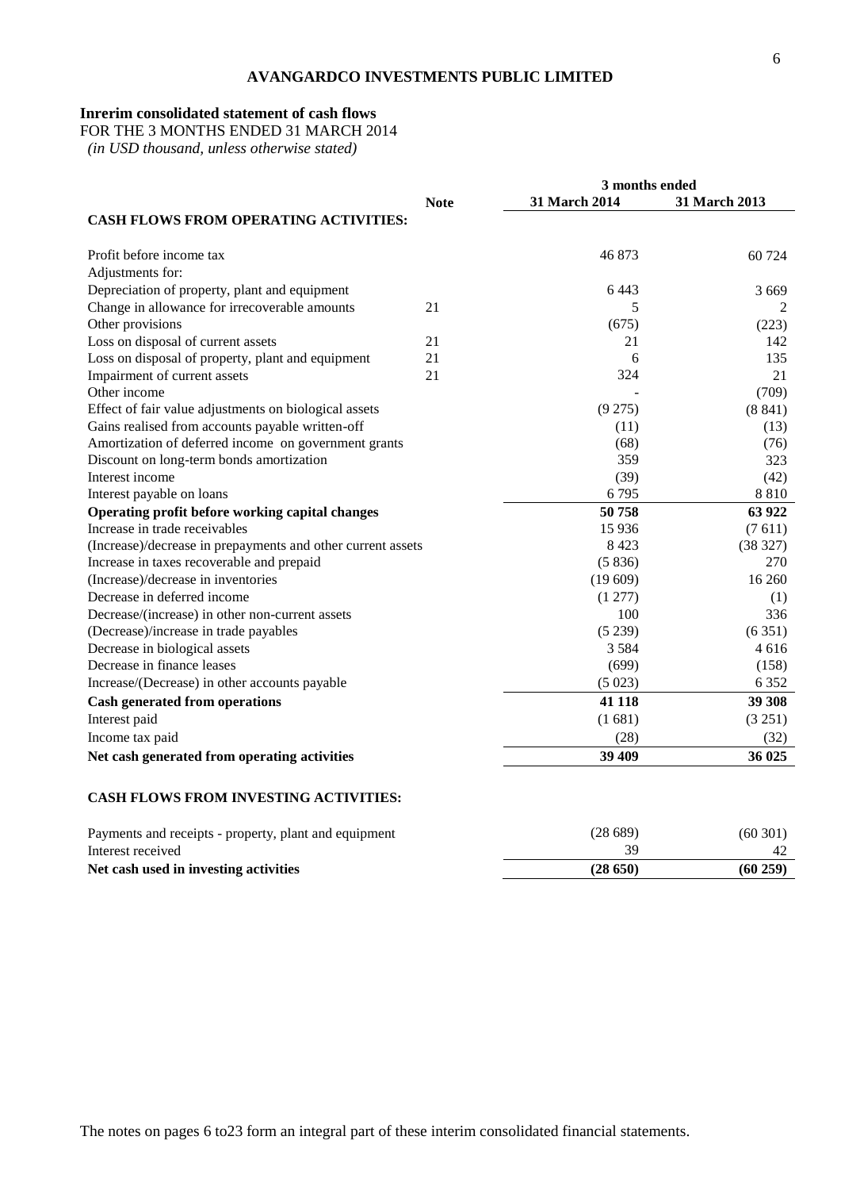# AVANGARDCO INVESTMENTS PUBLIC LIMITED

**Inrerim consolidated statement of cash flows**

FOR THE 3 MONTHS ENDED 31 MARCH 2014

*(in USD thousand, unless otherwise stated)*

| | Note | 3 months ended 31 March 2014 | 3 months ended 31 March 2013 |
|---|---|---|---|
| **CASH FLOWS FROM OPERATING ACTIVITIES:** | | | |
| Profit before income tax | | 46 873 | 60 724 |
| Adjustments for: | | | |
| Depreciation of property, plant and equipment | | 6 443 | 3 669 |
| Change in allowance for irrecoverable amounts | 21 | 5 | 2 |
| Other provisions | | (675) | (223) |
| Loss on disposal of current assets | 21 | 21 | 142 |
| Loss on disposal of property, plant and equipment | 21 | 6 | 135 |
| Impairment of current assets | 21 | 324 | 21 |
| Other income | | - | (709) |
| Effect of fair value adjustments on biological assets | | (9 275) | (8 841) |
| Gains realised from accounts payable written-off | | (11) | (13) |
| Amortization of deferred income on government grants | | (68) | (76) |
| Discount on long-term bonds amortization | | 359 | 323 |
| Interest income | | (39) | (42) |
| Interest payable on loans | | 6 795 | 8 810 |
| **Operating profit before working capital changes** | | **50 758** | **63 922** |
| Increase in trade receivables | | 15 936 | (7 611) |
| (Increase)/decrease in prepayments and other current assets | | 8 423 | (38 327) |
| Increase in taxes recoverable and prepaid | | (5 836) | 270 |
| (Increase)/decrease in inventories | | (19 609) | 16 260 |
| Decrease in deferred income | | (1 277) | (1) |
| Decrease/(increase) in other non-current assets | | 100 | 336 |
| (Decrease)/increase in trade payables | | (5 239) | (6 351) |
| Decrease in biological assets | | 3 584 | 4 616 |
| Decrease in finance leases | | (699) | (158) |
| Increase/(Decrease) in other accounts payable | | (5 023) | 6 352 |
| **Cash generated from operations** | | **41 118** | **39 308** |
| Interest paid | | (1 681) | (3 251) |
| Income tax paid | | (28) | (32) |
| **Net cash generated from operating activities** | | **39 409** | **36 025** |
| **CASH FLOWS FROM INVESTING ACTIVITIES:** | | | |
| Payments and receipts - property, plant and equipment | | (28 689) | (60 301) |
| Interest received | | 39 | 42 |
| **Net cash used in investing activities** | | **(28 650)** | **(60 259)** |

The notes on pages 6 to23 form an integral part of these interim consolidated financial statements.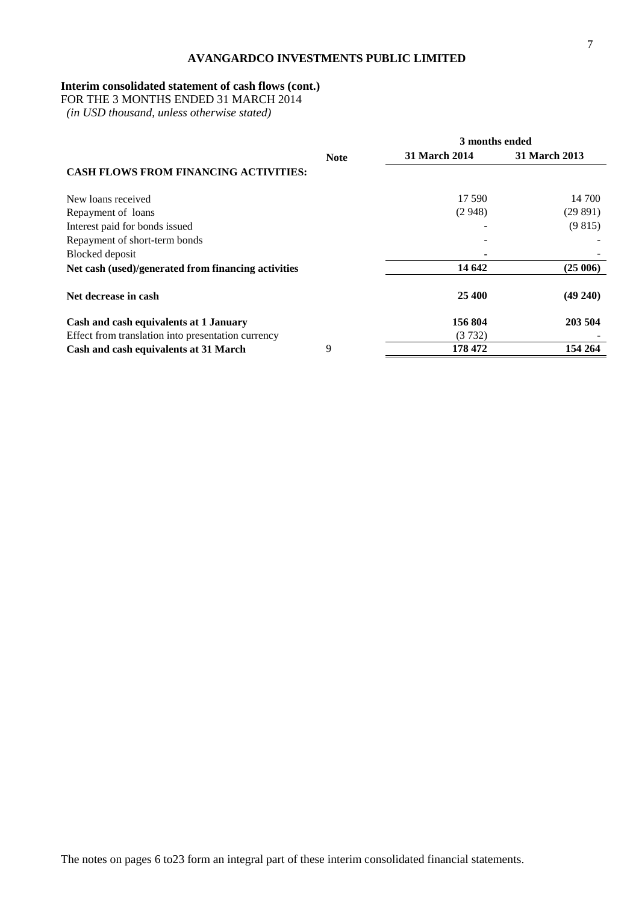**AVANGARDCO INVESTMENTS PUBLIC LIMITED**

**Interim consolidated statement of cash flows (cont.)**
FOR THE 3 MONTHS ENDED 31 MARCH 2014
*(in USD thousand, unless otherwise stated)*

| | Note | 3 months ended | |
|---|---|---|---|
| | | **31 March 2014** | **31 March 2013** |
| **CASH FLOWS FROM FINANCING ACTIVITIES:** | | | |
| New loans received | | 17 590 | 14 700 |
| Repayment of loans | | (2 948) | (29 891) |
| Interest paid for bonds issued | | - | (9 815) |
| Repayment of short-term bonds | | - | - |
| Blocked deposit | | - | - |
| **Net cash (used)/generated from financing activities** | | **14 642** | **(25 006)** |
| **Net decrease in cash** | | **25 400** | **(49 240)** |
| **Cash and cash equivalents at 1 January** | | **156 804** | **203 504** |
| Effect from translation into presentation currency | | (3 732) | - |
| **Cash and cash equivalents at 31 March** | 9 | **178 472** | **154 264** |

The notes on pages 6 to23 form an integral part of these interim consolidated financial statements.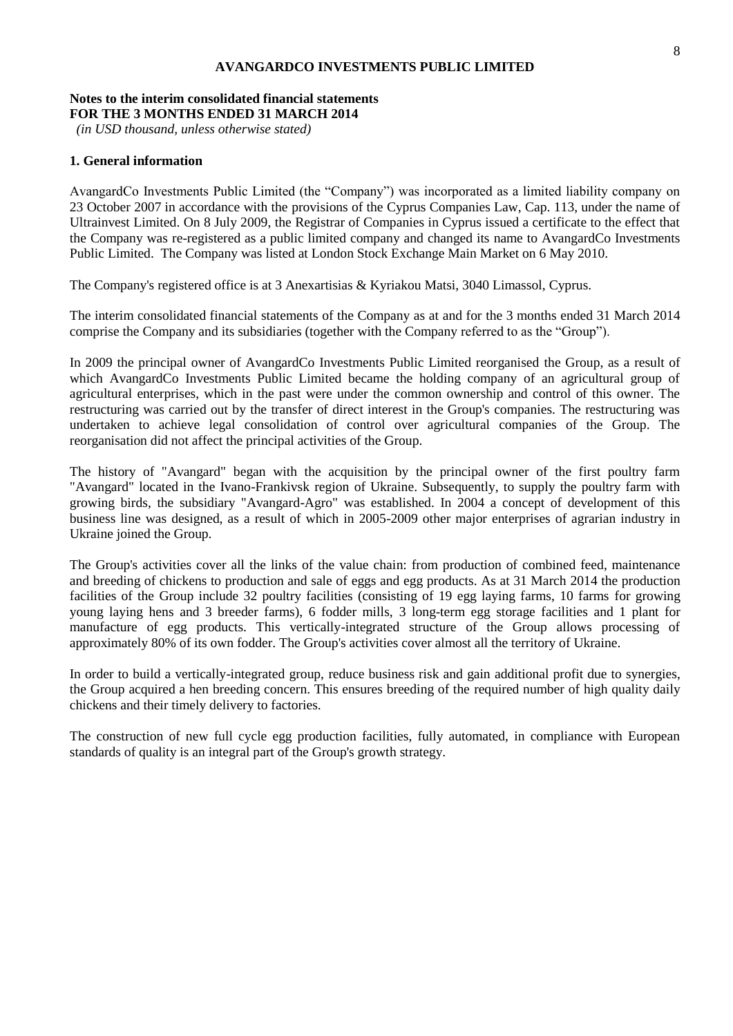**AVANGARDCO INVESTMENTS PUBLIC LIMITED**

**Notes to the interim consolidated financial statements**
**FOR THE 3 MONTHS ENDED 31 MARCH 2014**
*(in USD thousand, unless otherwise stated)*

## 1. General information

AvangardCo Investments Public Limited (the "Company") was incorporated as a limited liability company on 23 October 2007 in accordance with the provisions of the Cyprus Companies Law, Cap. 113, under the name of Ultrainvest Limited. On 8 July 2009, the Registrar of Companies in Cyprus issued a certificate to the effect that the Company was re-registered as a public limited company and changed its name to AvangardCo Investments Public Limited. The Company was listed at London Stock Exchange Main Market on 6 May 2010.

The Company's registered office is at 3 Anexartisias & Kyriakou Matsi, 3040 Limassol, Cyprus.

The interim consolidated financial statements of the Company as at and for the 3 months ended 31 March 2014 comprise the Company and its subsidiaries (together with the Company referred to as the "Group").

In 2009 the principal owner of AvangardCo Investments Public Limited reorganised the Group, as a result of which AvangardCo Investments Public Limited became the holding company of an agricultural group of agricultural enterprises, which in the past were under the common ownership and control of this owner. The restructuring was carried out by the transfer of direct interest in the Group's companies. The restructuring was undertaken to achieve legal consolidation of control over agricultural companies of the Group. The reorganisation did not affect the principal activities of the Group.

The history of "Avangard" began with the acquisition by the principal owner of the first poultry farm "Avangard" located in the Ivano-Frankivsk region of Ukraine. Subsequently, to supply the poultry farm with growing birds, the subsidiary "Avangard-Agro" was established. In 2004 a concept of development of this business line was designed, as a result of which in 2005-2009 other major enterprises of agrarian industry in Ukraine joined the Group.

The Group's activities cover all the links of the value chain: from production of combined feed, maintenance and breeding of chickens to production and sale of eggs and egg products. As at 31 March 2014 the production facilities of the Group include 32 poultry facilities (consisting of 19 egg laying farms, 10 farms for growing young laying hens and 3 breeder farms), 6 fodder mills, 3 long-term egg storage facilities and 1 plant for manufacture of egg products. This vertically-integrated structure of the Group allows processing of approximately 80% of its own fodder. The Group's activities cover almost all the territory of Ukraine.

In order to build a vertically-integrated group, reduce business risk and gain additional profit due to synergies, the Group acquired a hen breeding concern. This ensures breeding of the required number of high quality daily chickens and their timely delivery to factories.

The construction of new full cycle egg production facilities, fully automated, in compliance with European standards of quality is an integral part of the Group's growth strategy.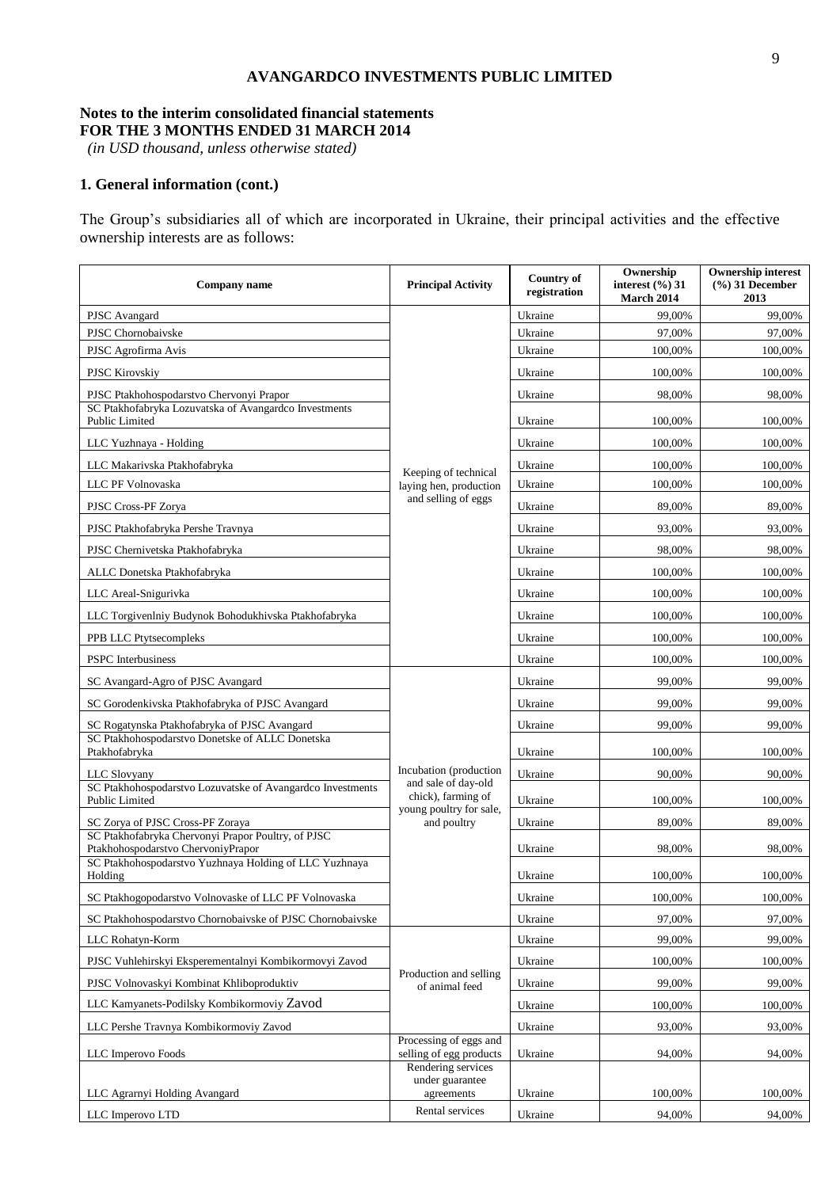**AVANGARDCO INVESTMENTS PUBLIC LIMITED**

**Notes to the interim consolidated financial statements**
**FOR THE 3 MONTHS ENDED 31 MARCH 2014**
*(in USD thousand, unless otherwise stated)*

## 1. General information (cont.)

The Group's subsidiaries all of which are incorporated in Ukraine, their principal activities and the effective ownership interests are as follows:

| Company name | Principal Activity | Country of registration | Ownership interest (%) 31 March 2014 | Ownership interest (%) 31 December 2013 |
|---|---|---|---|---|
| PJSC Avangard | Keeping of technical laying hen, production and selling of eggs | Ukraine | 99,00% | 99,00% |
| PJSC Chornobaivske | | Ukraine | 97,00% | 97,00% |
| PJSC Agrofirma Avis | | Ukraine | 100,00% | 100,00% |
| PJSC Kirovskiy | | Ukraine | 100,00% | 100,00% |
| PJSC Ptakhohospodarstvo Chervonyi Prapor | | Ukraine | 98,00% | 98,00% |
| SC Ptakhofabryka Lozuvatska of Avangardco Investments Public Limited | | Ukraine | 100,00% | 100,00% |
| LLC Yuzhnaya - Holding | | Ukraine | 100,00% | 100,00% |
| LLC Makarivska Ptakhofabryka | | Ukraine | 100,00% | 100,00% |
| LLC PF Volnovaska | | Ukraine | 100,00% | 100,00% |
| PJSC Cross-PF Zorya | | Ukraine | 89,00% | 89,00% |
| PJSC Ptakhofabryka Pershe Travnya | | Ukraine | 93,00% | 93,00% |
| PJSC Chernivetska Ptakhofabryka | | Ukraine | 98,00% | 98,00% |
| ALLC Donetska Ptakhofabryka | | Ukraine | 100,00% | 100,00% |
| LLC Areal-Snigurivka | | Ukraine | 100,00% | 100,00% |
| LLC Torgivenlniy Budynok Bohodukhivska Ptakhofabryka | | Ukraine | 100,00% | 100,00% |
| PPB LLC Ptytsecompleks | | Ukraine | 100,00% | 100,00% |
| PSPC Interbusiness | | Ukraine | 100,00% | 100,00% |
| SC Avangard-Agro of PJSC Avangard | Incubation (production and sale of day-old chick), farming of young poultry for sale, and poultry | Ukraine | 99,00% | 99,00% |
| SC Gorodenkivska Ptakhofabryka of PJSC Avangard | | Ukraine | 99,00% | 99,00% |
| SC Rogatynska Ptakhofabryka of PJSC Avangard | | Ukraine | 99,00% | 99,00% |
| SC Ptakhohospodarstvo Donetske of ALLC Donetska Ptakhofabryka | | Ukraine | 100,00% | 100,00% |
| LLC Slovyany | | Ukraine | 90,00% | 90,00% |
| SC Ptakhohospodarstvo Lozuvatske of Avangardco Investments Public Limited | | Ukraine | 100,00% | 100,00% |
| SC Zorya of PJSC Cross-PF Zoraya | | Ukraine | 89,00% | 89,00% |
| SC Ptakhofabryka Chervonyi Prapor Poultry, of PJSC Ptakhohospodarstvo ChervoniyPrapor | | Ukraine | 98,00% | 98,00% |
| SC Ptakhohospodarstvo Yuzhnaya Holding of LLC Yuzhnaya Holding | | Ukraine | 100,00% | 100,00% |
| SC Ptakhogopodarstvo Volnovaske of LLC PF Volnovaska | | Ukraine | 100,00% | 100,00% |
| SC Ptakhohospodarstvo Chornobaivske of PJSC Chornobaivske | | Ukraine | 97,00% | 97,00% |
| LLC Rohatyn-Korm | Production and selling of animal feed | Ukraine | 99,00% | 99,00% |
| PJSC Vuhlehirskyi Eksperementalnyi Kombikormovyi Zavod | | Ukraine | 100,00% | 100,00% |
| PJSC Volnovaskyi Kombinat Khliboproduktiv | | Ukraine | 99,00% | 99,00% |
| LLC Kamyanets-Podilsky Kombikormoviy Zavod | | Ukraine | 100,00% | 100,00% |
| LLC Pershe Travnya Kombikormoviy Zavod | | Ukraine | 93,00% | 93,00% |
| LLC Imperovo Foods | Processing of eggs and selling of egg products | Ukraine | 94,00% | 94,00% |
| LLC Agrarnyi Holding Avangard | Rendering services under guarantee agreements | Ukraine | 100,00% | 100,00% |
| LLC Imperovo LTD | Rental services | Ukraine | 94,00% | 94,00% |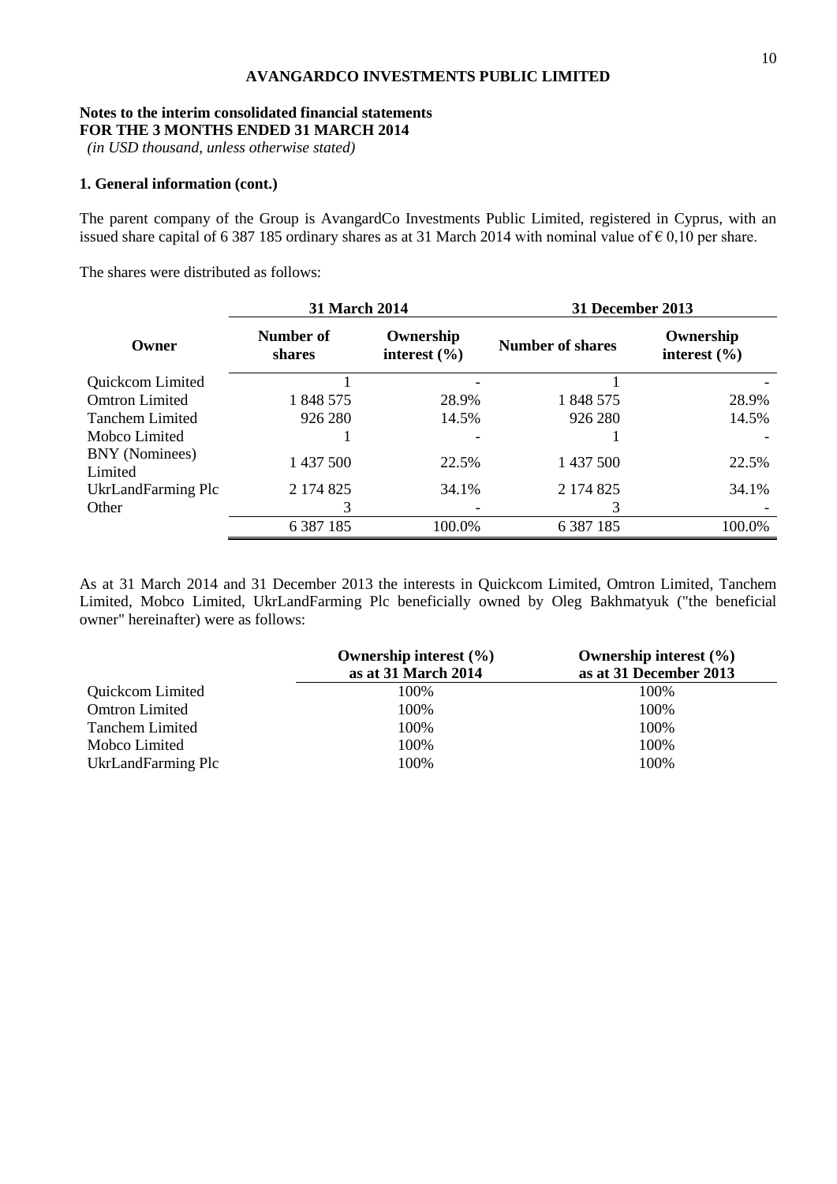**AVANGARDCO INVESTMENTS PUBLIC LIMITED**

**Notes to the interim consolidated financial statements**
**FOR THE 3 MONTHS ENDED 31 MARCH 2014**
*(in USD thousand, unless otherwise stated)*

**1. General information (cont.)**

The parent company of the Group is AvangardCo Investments Public Limited, registered in Cyprus, with an issued share capital of 6 387 185 ordinary shares as at 31 March 2014 with nominal value of € 0,10 per share.

The shares were distributed as follows:

| | 31 March 2014 | | 31 December 2013 | |
|---|---|---|---|---|
| **Owner** | **Number of shares** | **Ownership interest (%)** | **Number of shares** | **Ownership interest (%)** |
| Quickcom Limited | 1 | - | 1 | - |
| Omtron Limited | 1 848 575 | 28.9% | 1 848 575 | 28.9% |
| Tanchem Limited | 926 280 | 14.5% | 926 280 | 14.5% |
| Mobco Limited | 1 | - | 1 | - |
| BNY (Nominees) Limited | 1 437 500 | 22.5% | 1 437 500 | 22.5% |
| UkrLandFarming Plc | 2 174 825 | 34.1% | 2 174 825 | 34.1% |
| Other | 3 | - | 3 | - |
| | 6 387 185 | 100.0% | 6 387 185 | 100.0% |

As at 31 March 2014 and 31 December 2013 the interests in Quickcom Limited, Omtron Limited, Tanchem Limited, Mobco Limited, UkrLandFarming Plc beneficially owned by Oleg Bakhmatyuk ("the beneficial owner" hereinafter) were as follows:

| | Ownership interest (%) as at 31 March 2014 | Ownership interest (%) as at 31 December 2013 |
|---|---|---|
| Quickcom Limited | 100% | 100% |
| Omtron Limited | 100% | 100% |
| Tanchem Limited | 100% | 100% |
| Mobco Limited | 100% | 100% |
| UkrLandFarming Plc | 100% | 100% |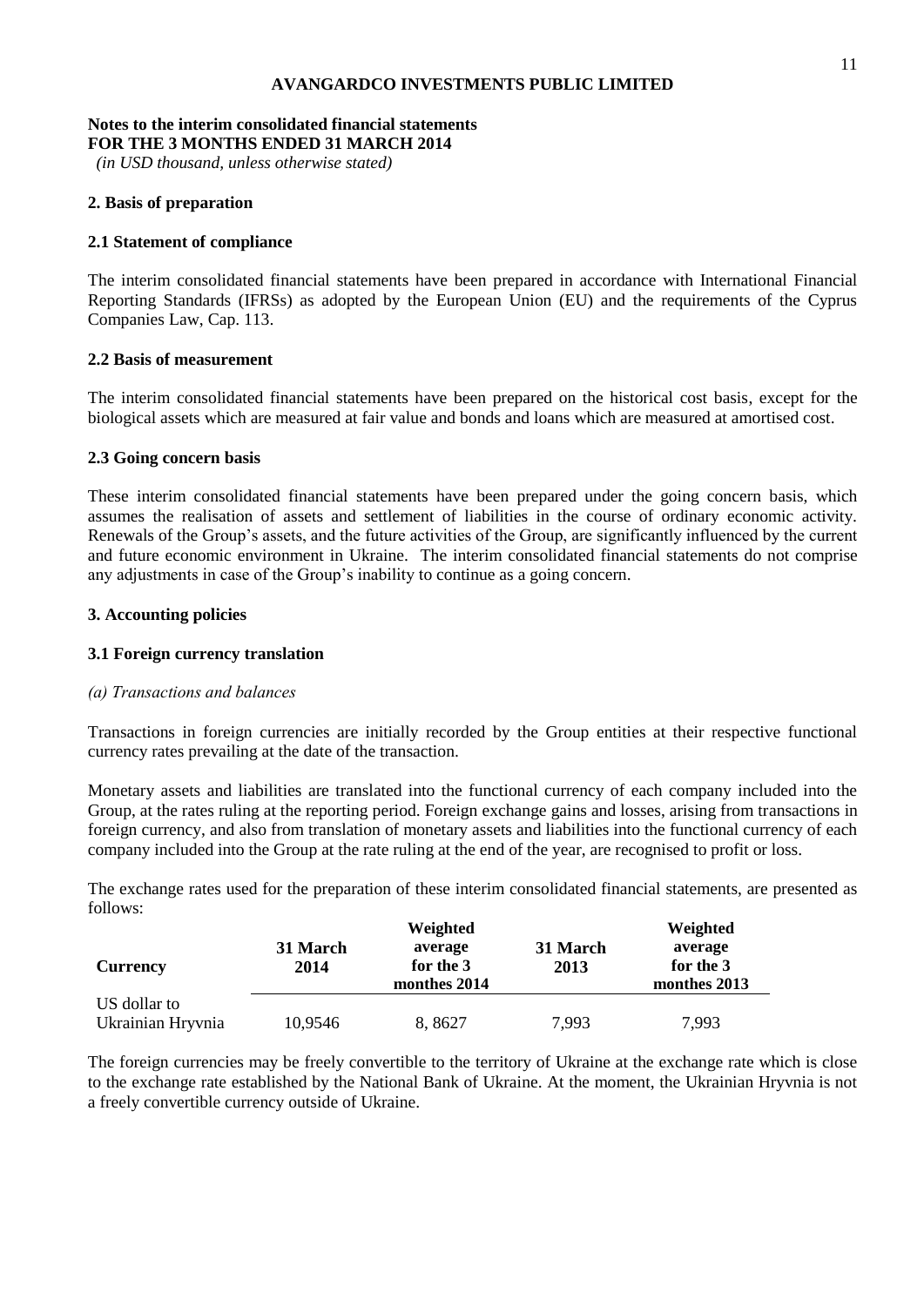**AVANGARDCO INVESTMENTS PUBLIC LIMITED**

**Notes to the interim consolidated financial statements**
**FOR THE 3 MONTHS ENDED 31 MARCH 2014**
*(in USD thousand, unless otherwise stated)*

## 2. Basis of preparation

### 2.1 Statement of compliance

The interim consolidated financial statements have been prepared in accordance with International Financial Reporting Standards (IFRSs) as adopted by the European Union (EU) and the requirements of the Cyprus Companies Law, Cap. 113.

### 2.2 Basis of measurement

The interim consolidated financial statements have been prepared on the historical cost basis, except for the biological assets which are measured at fair value and bonds and loans which are measured at amortised cost.

### 2.3 Going concern basis

These interim consolidated financial statements have been prepared under the going concern basis, which assumes the realisation of assets and settlement of liabilities in the course of ordinary economic activity. Renewals of the Group's assets, and the future activities of the Group, are significantly influenced by the current and future economic environment in Ukraine. The interim consolidated financial statements do not comprise any adjustments in case of the Group's inability to continue as a going concern.

## 3. Accounting policies

### 3.1 Foreign currency translation

*(a) Transactions and balances*

Transactions in foreign currencies are initially recorded by the Group entities at their respective functional currency rates prevailing at the date of the transaction.

Monetary assets and liabilities are translated into the functional currency of each company included into the Group, at the rates ruling at the reporting period. Foreign exchange gains and losses, arising from transactions in foreign currency, and also from translation of monetary assets and liabilities into the functional currency of each company included into the Group at the rate ruling at the end of the year, are recognised to profit or loss.

The exchange rates used for the preparation of these interim consolidated financial statements, are presented as follows:

| Currency | 31 March 2014 | Weighted average for the 3 monthes 2014 | 31 March 2013 | Weighted average for the 3 monthes 2013 |
|---|---|---|---|---|
| US dollar to Ukrainian Hryvnia | 10,9546 | 8, 8627 | 7,993 | 7,993 |

The foreign currencies may be freely convertible to the territory of Ukraine at the exchange rate which is close to the exchange rate established by the National Bank of Ukraine. At the moment, the Ukrainian Hryvnia is not a freely convertible currency outside of Ukraine.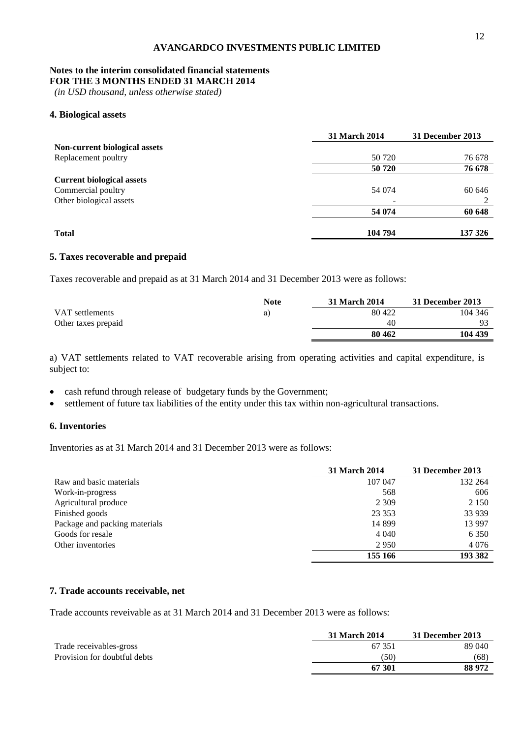**AVANGARDCO INVESTMENTS PUBLIC LIMITED**

**Notes to the interim consolidated financial statements**
**FOR THE 3 MONTHS ENDED 31 MARCH 2014**
*(in USD thousand, unless otherwise stated)*

## 4. Biological assets

| | 31 March 2014 | 31 December 2013 |
|---|---|---|
| **Non-current biological assets** | | |
| Replacement poultry | 50 720 | 76 678 |
| | **50 720** | **76 678** |
| **Current biological assets** | | |
| Commercial poultry | 54 074 | 60 646 |
| Other biological assets | - | 2 |
| | **54 074** | **60 648** |
| **Total** | **104 794** | **137 326** |

## 5. Taxes recoverable and prepaid

Taxes recoverable and prepaid as at 31 March 2014 and 31 December 2013 were as follows:

| | Note | 31 March 2014 | 31 December 2013 |
|---|---|---|---|
| VAT settlements | a) | 80 422 | 104 346 |
| Other taxes prepaid | | 40 | 93 |
| | | **80 462** | **104 439** |

a) VAT settlements related to VAT recoverable arising from operating activities and capital expenditure, is subject to:

- cash refund through release of budgetary funds by the Government;
- settlement of future tax liabilities of the entity under this tax within non-agricultural transactions.

## 6. Inventories

Inventories as at 31 March 2014 and 31 December 2013 were as follows:

| | 31 March 2014 | 31 December 2013 |
|---|---|---|
| Raw and basic materials | 107 047 | 132 264 |
| Work-in-progress | 568 | 606 |
| Agricultural produce | 2 309 | 2 150 |
| Finished goods | 23 353 | 33 939 |
| Package and packing materials | 14 899 | 13 997 |
| Goods for resale | 4 040 | 6 350 |
| Other inventories | 2 950 | 4 076 |
| | **155 166** | **193 382** |

## 7. Trade accounts receivable, net

Trade accounts reveivable as at 31 March 2014 and 31 December 2013 were as follows:

| | 31 March 2014 | 31 December 2013 |
|---|---|---|
| Trade receivables-gross | 67 351 | 89 040 |
| Provision for doubtful debts | (50) | (68) |
| | **67 301** | **88 972** |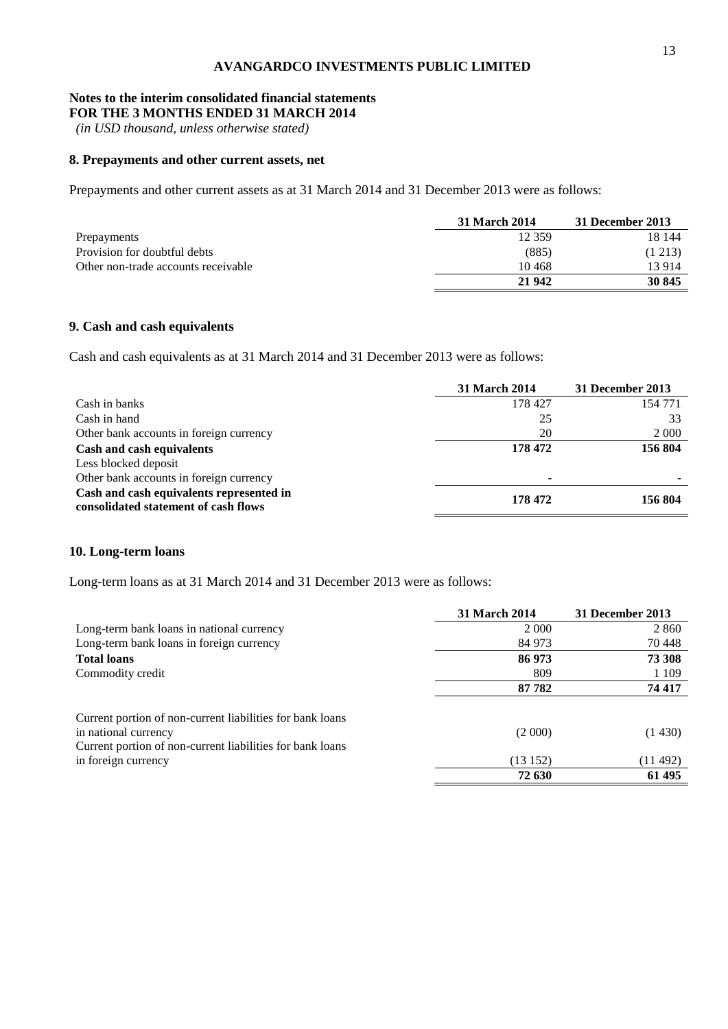# AVANGARDCO INVESTMENTS PUBLIC LIMITED

**Notes to the interim consolidated financial statements**
**FOR THE 3 MONTHS ENDED 31 MARCH 2014**
*(in USD thousand, unless otherwise stated)*

## 8. Prepayments and other current assets, net

Prepayments and other current assets as at 31 March 2014 and 31 December 2013 were as follows:

| | 31 March 2014 | 31 December 2013 |
|---|---|---|
| Prepayments | 12 359 | 18 144 |
| Provision for doubtful debts | (885) | (1 213) |
| Other non-trade accounts receivable | 10 468 | 13 914 |
| | **21 942** | **30 845** |

## 9. Cash and cash equivalents

Cash and cash equivalents as at 31 March 2014 and 31 December 2013 were as follows:

| | 31 March 2014 | 31 December 2013 |
|---|---|---|
| Cash in banks | 178 427 | 154 771 |
| Cash in hand | 25 | 33 |
| Other bank accounts in foreign currency | 20 | 2 000 |
| **Cash and cash equivalents** | **178 472** | **156 804** |
| Less blocked deposit | | |
| Other bank accounts in foreign currency | - | - |
| **Cash and cash equivalents represented in consolidated statement of cash flows** | **178 472** | **156 804** |

## 10. Long-term loans

Long-term loans as at 31 March 2014 and 31 December 2013 were as follows:

| | 31 March 2014 | 31 December 2013 |
|---|---|---|
| Long-term bank loans in national currency | 2 000 | 2 860 |
| Long-term bank loans in foreign currency | 84 973 | 70 448 |
| **Total loans** | **86 973** | **73 308** |
| Commodity credit | 809 | 1 109 |
| | **87 782** | **74 417** |
| Current portion of non-current liabilities for bank loans in national currency | (2 000) | (1 430) |
| Current portion of non-current liabilities for bank loans in foreign currency | (13 152) | (11 492) |
| | **72 630** | **61 495** |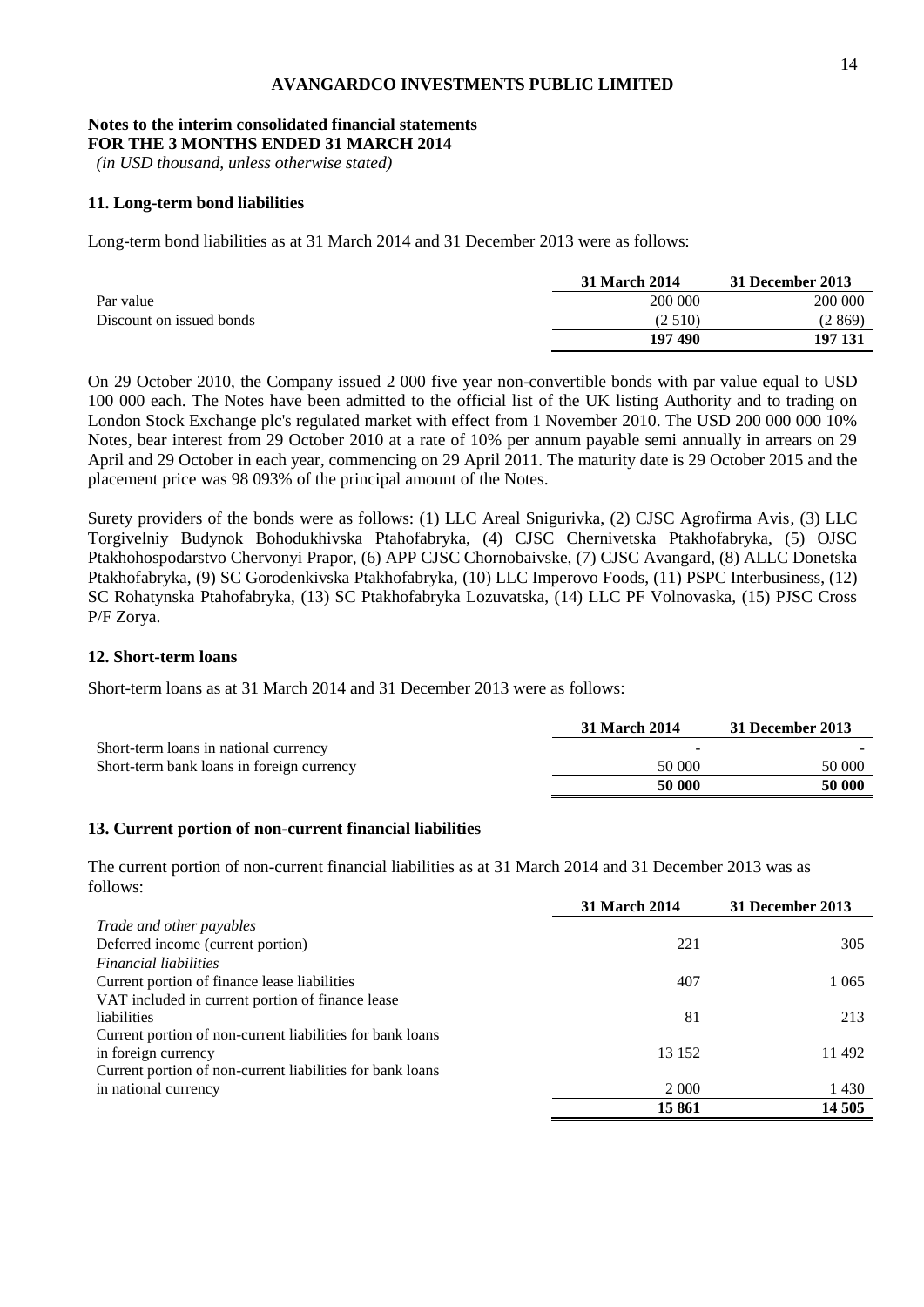**AVANGARDCO INVESTMENTS PUBLIC LIMITED**

**Notes to the interim consolidated financial statements**
**FOR THE 3 MONTHS ENDED 31 MARCH 2014**
*(in USD thousand, unless otherwise stated)*

### 11. Long-term bond liabilities

Long-term bond liabilities as at 31 March 2014 and 31 December 2013 were as follows:

| | 31 March 2014 | 31 December 2013 |
|---|---|---|
| Par value | 200 000 | 200 000 |
| Discount on issued bonds | (2 510) | (2 869) |
| | **197 490** | **197 131** |

On 29 October 2010, the Company issued 2 000 five year non-convertible bonds with par value equal to USD 100 000 each. The Notes have been admitted to the official list of the UK listing Authority and to trading on London Stock Exchange plc's regulated market with effect from 1 November 2010. The USD 200 000 000 10% Notes, bear interest from 29 October 2010 at a rate of 10% per annum payable semi annually in arrears on 29 April and 29 October in each year, commencing on 29 April 2011. The maturity date is 29 October 2015 and the placement price was 98 093% of the principal amount of the Notes.

Surety providers of the bonds were as follows: (1) LLC Areal Snigurivka, (2) CJSC Agrofirma Avis, (3) LLC Torgivelniy Budynok Bohodukhivska Ptahofabryka, (4) CJSC Chernivetska Ptakhofabryka, (5) OJSC Ptakhohospodarstvo Chervonyi Prapor, (6) APP CJSC Chornobaivske, (7) CJSC Avangard, (8) ALLC Donetska Ptakhofabryka, (9) SC Gorodenkivska Ptakhofabryka, (10) LLC Imperovo Foods, (11) PSPC Interbusiness, (12) SC Rohatynska Ptahofabryka, (13) SC Ptakhofabryka Lozuvatska, (14) LLC PF Volnovaska, (15) PJSC Cross P/F Zorya.

### 12. Short-term loans

Short-term loans as at 31 March 2014 and 31 December 2013 were as follows:

| | 31 March 2014 | 31 December 2013 |
|---|---|---|
| Short-term loans in national currency | - | - |
| Short-term bank loans in foreign currency | 50 000 | 50 000 |
| | **50 000** | **50 000** |

### 13. Current portion of non-current financial liabilities

The current portion of non-current financial liabilities as at 31 March 2014 and 31 December 2013 was as follows:

| | 31 March 2014 | 31 December 2013 |
|---|---|---|
| *Trade and other payables* | | |
| Deferred income (current portion) | 221 | 305 |
| *Financial liabilities* | | |
| Current portion of finance lease liabilities | 407 | 1 065 |
| VAT included in current portion of finance lease liabilities | 81 | 213 |
| Current portion of non-current liabilities for bank loans in foreign currency | 13 152 | 11 492 |
| Current portion of non-current liabilities for bank loans in national currency | 2 000 | 1 430 |
| | **15 861** | **14 505** |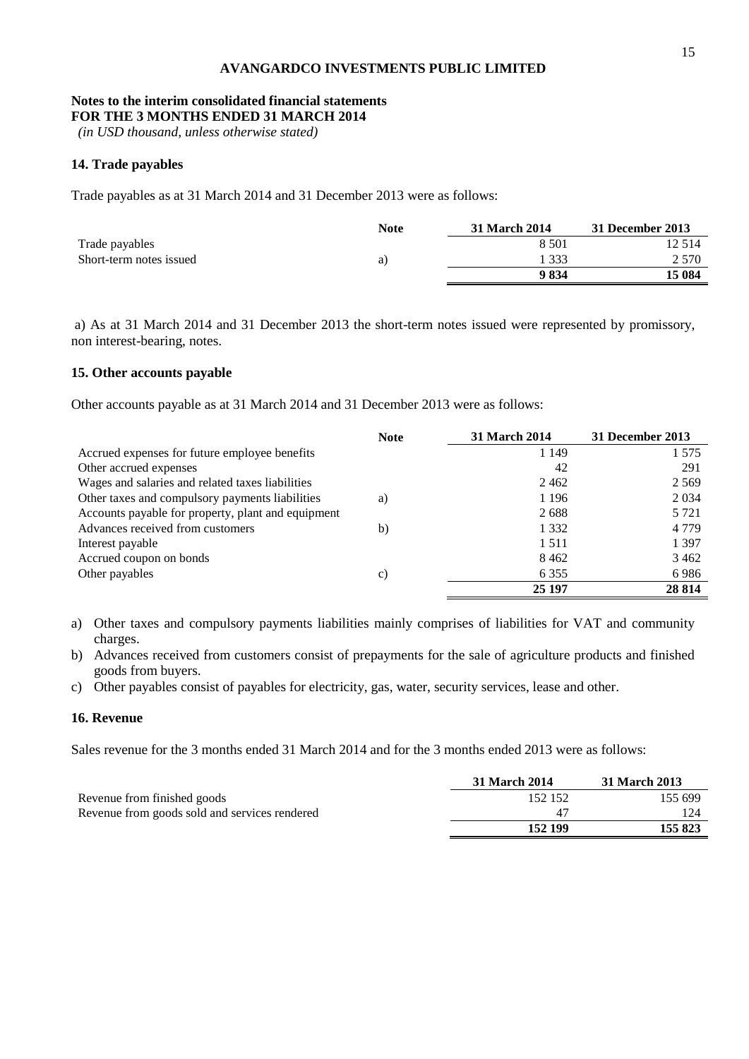**AVANGARDCO INVESTMENTS PUBLIC LIMITED**

**Notes to the interim consolidated financial statements**
**FOR THE 3 MONTHS ENDED 31 MARCH 2014**
*(in USD thousand, unless otherwise stated)*

### 14. Trade payables

Trade payables as at 31 March 2014 and 31 December 2013 were as follows:

| | Note | 31 March 2014 | 31 December 2013 |
|---|---|---|---|
| Trade payables | | 8 501 | 12 514 |
| Short-term notes issued | a) | 1 333 | 2 570 |
| | | **9 834** | **15 084** |

a) As at 31 March 2014 and 31 December 2013 the short-term notes issued were represented by promissory, non interest-bearing, notes.

### 15. Other accounts payable

Other accounts payable as at 31 March 2014 and 31 December 2013 were as follows:

| | Note | 31 March 2014 | 31 December 2013 |
|---|---|---|---|
| Accrued expenses for future employee benefits | | 1 149 | 1 575 |
| Other accrued expenses | | 42 | 291 |
| Wages and salaries and related taxes liabilities | | 2 462 | 2 569 |
| Other taxes and compulsory payments liabilities | a) | 1 196 | 2 034 |
| Accounts payable for property, plant and equipment | | 2 688 | 5 721 |
| Advances received from customers | b) | 1 332 | 4 779 |
| Interest payable | | 1 511 | 1 397 |
| Accrued coupon on bonds | | 8 462 | 3 462 |
| Other payables | c) | 6 355 | 6 986 |
| | | **25 197** | **28 814** |

a) Other taxes and compulsory payments liabilities mainly comprises of liabilities for VAT and community charges.
b) Advances received from customers consist of prepayments for the sale of agriculture products and finished goods from buyers.
c) Other payables consist of payables for electricity, gas, water, security services, lease and other.

### 16. Revenue

Sales revenue for the 3 months ended 31 March 2014 and for the 3 months ended 2013 were as follows:

| | 31 March 2014 | 31 March 2013 |
|---|---|---|
| Revenue from finished goods | 152 152 | 155 699 |
| Revenue from goods sold and services rendered | 47 | 124 |
| | **152 199** | **155 823** |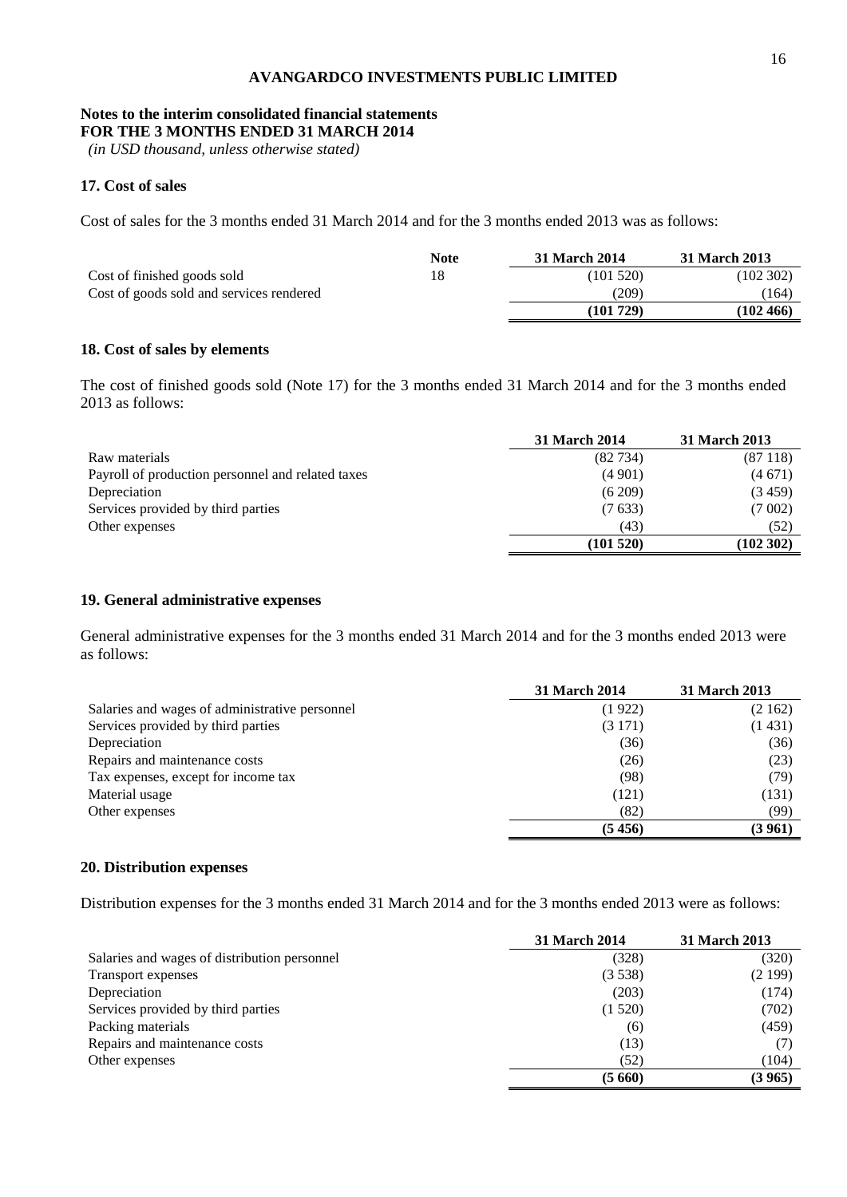**AVANGARDCO INVESTMENTS PUBLIC LIMITED**

**Notes to the interim consolidated financial statements**
**FOR THE 3 MONTHS ENDED 31 MARCH 2014**
*(in USD thousand, unless otherwise stated)*

### 17. Cost of sales

Cost of sales for the 3 months ended 31 March 2014 and for the 3 months ended 2013 was as follows:

| | Note | 31 March 2014 | 31 March 2013 |
|---|---|---|---|
| Cost of finished goods sold | 18 | (101 520) | (102 302) |
| Cost of goods sold and services rendered | | (209) | (164) |
| | | **(101 729)** | **(102 466)** |

### 18. Cost of sales by elements

The cost of finished goods sold (Note 17) for the 3 months ended 31 March 2014 and for the 3 months ended 2013 as follows:

| | 31 March 2014 | 31 March 2013 |
|---|---|---|
| Raw materials | (82 734) | (87 118) |
| Payroll of production personnel and related taxes | (4 901) | (4 671) |
| Depreciation | (6 209) | (3 459) |
| Services provided by third parties | (7 633) | (7 002) |
| Other expenses | (43) | (52) |
| | **(101 520)** | **(102 302)** |

### 19. General administrative expenses

General administrative expenses for the 3 months ended 31 March 2014 and for the 3 months ended 2013 were as follows:

| | 31 March 2014 | 31 March 2013 |
|---|---|---|
| Salaries and wages of administrative personnel | (1 922) | (2 162) |
| Services provided by third parties | (3 171) | (1 431) |
| Depreciation | (36) | (36) |
| Repairs and maintenance costs | (26) | (23) |
| Tax expenses, except for income tax | (98) | (79) |
| Material usage | (121) | (131) |
| Other expenses | (82) | (99) |
| | **(5 456)** | **(3 961)** |

### 20. Distribution expenses

Distribution expenses for the 3 months ended 31 March 2014 and for the 3 months ended 2013 were as follows:

| | 31 March 2014 | 31 March 2013 |
|---|---|---|
| Salaries and wages of distribution personnel | (328) | (320) |
| Transport expenses | (3 538) | (2 199) |
| Depreciation | (203) | (174) |
| Services provided by third parties | (1 520) | (702) |
| Packing materials | (6) | (459) |
| Repairs and maintenance costs | (13) | (7) |
| Other expenses | (52) | (104) |
| | **(5 660)** | **(3 965)** |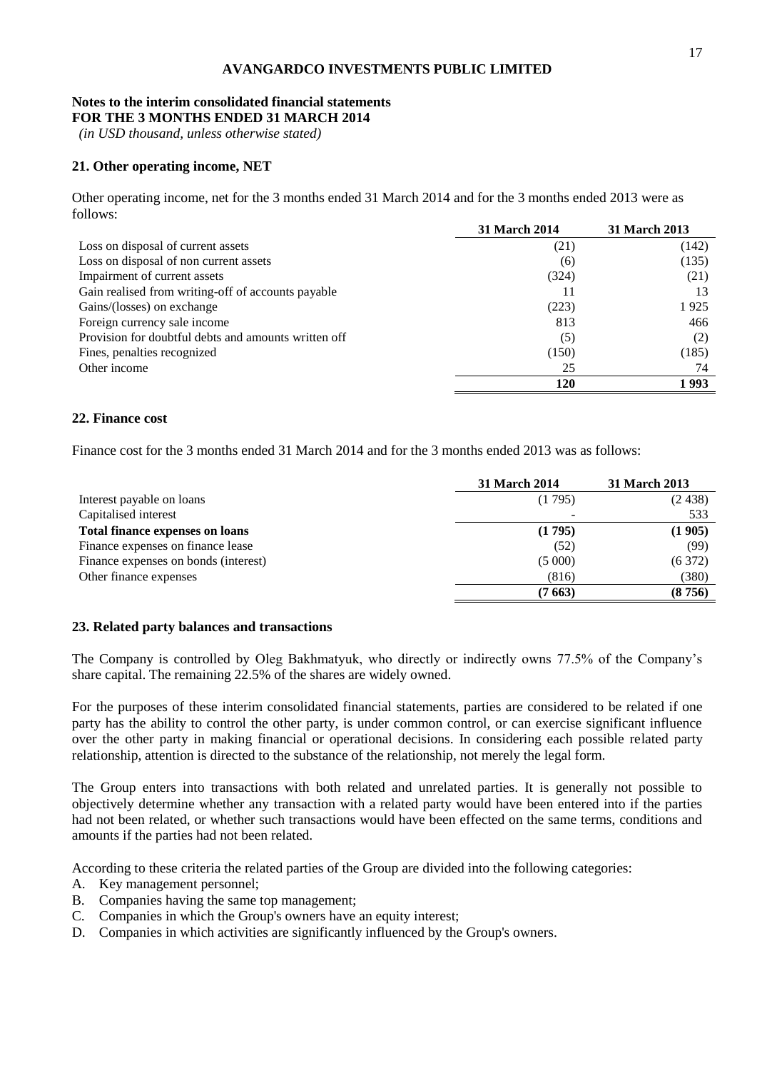**AVANGARDCO INVESTMENTS PUBLIC LIMITED**

**Notes to the interim consolidated financial statements**
**FOR THE 3 MONTHS ENDED 31 MARCH 2014**
*(in USD thousand, unless otherwise stated)*

## 21. Other operating income, NET

Other operating income, net for the 3 months ended 31 March 2014 and for the 3 months ended 2013 were as follows:

| | 31 March 2014 | 31 March 2013 |
|---|---|---|
| Loss on disposal of current assets | (21) | (142) |
| Loss on disposal of non current assets | (6) | (135) |
| Impairment of current assets | (324) | (21) |
| Gain realised from writing-off of accounts payable | 11 | 13 |
| Gains/(losses) on exchange | (223) | 1 925 |
| Foreign currency sale income | 813 | 466 |
| Provision for doubtful debts and amounts written off | (5) | (2) |
| Fines, penalties recognized | (150) | (185) |
| Other income | 25 | 74 |
| | **120** | **1 993** |

## 22. Finance cost

Finance cost for the 3 months ended 31 March 2014 and for the 3 months ended 2013 was as follows:

| | 31 March 2014 | 31 March 2013 |
|---|---|---|
| Interest payable on loans | (1 795) | (2 438) |
| Capitalised interest | - | 533 |
| **Total finance expenses on loans** | **(1 795)** | **(1 905)** |
| Finance expenses on finance lease | (52) | (99) |
| Finance expenses on bonds (interest) | (5 000) | (6 372) |
| Other finance expenses | (816) | (380) |
| | **(7 663)** | **(8 756)** |

## 23. Related party balances and transactions

The Company is controlled by Oleg Bakhmatyuk, who directly or indirectly owns 77.5% of the Company's share capital. The remaining 22.5% of the shares are widely owned.

For the purposes of these interim consolidated financial statements, parties are considered to be related if one party has the ability to control the other party, is under common control, or can exercise significant influence over the other party in making financial or operational decisions. In considering each possible related party relationship, attention is directed to the substance of the relationship, not merely the legal form.

The Group enters into transactions with both related and unrelated parties. It is generally not possible to objectively determine whether any transaction with a related party would have been entered into if the parties had not been related, or whether such transactions would have been effected on the same terms, conditions and amounts if the parties had not been related.

According to these criteria the related parties of the Group are divided into the following categories:

A. Key management personnel;
B. Companies having the same top management;
C. Companies in which the Group's owners have an equity interest;
D. Companies in which activities are significantly influenced by the Group's owners.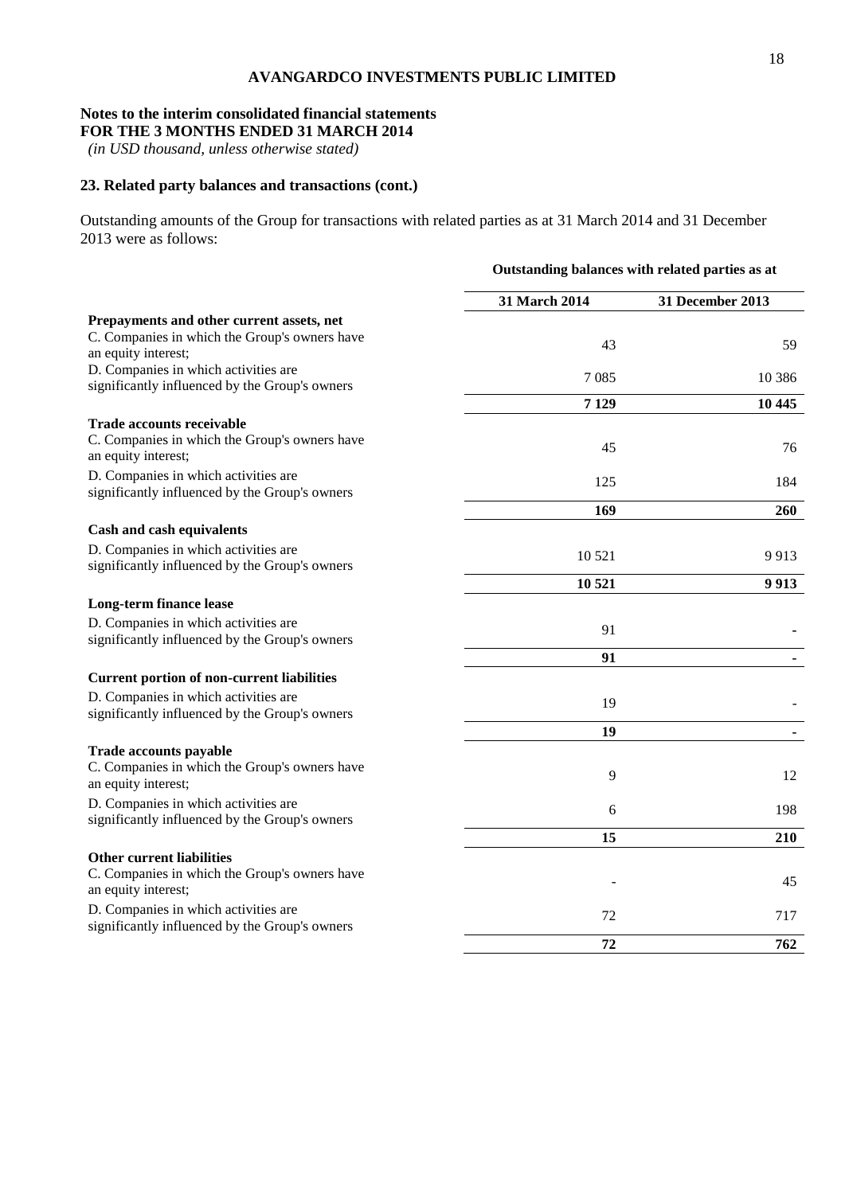**AVANGARDCO INVESTMENTS PUBLIC LIMITED**

**Notes to the interim consolidated financial statements**
**FOR THE 3 MONTHS ENDED 31 MARCH 2014**
*(in USD thousand, unless otherwise stated)*

## 23. Related party balances and transactions (cont.)

Outstanding amounts of the Group for transactions with related parties as at 31 March 2014 and 31 December 2013 were as follows:

| | Outstanding balances with related parties as at | |
|---|---|---|
| | **31 March 2014** | **31 December 2013** |
| **Prepayments and other current assets, net** | | |
| C. Companies in which the Group's owners have an equity interest; | 43 | 59 |
| D. Companies in which activities are significantly influenced by the Group's owners | 7 085 | 10 386 |
| | **7 129** | **10 445** |
| **Trade accounts receivable** | | |
| C. Companies in which the Group's owners have an equity interest; | 45 | 76 |
| D. Companies in which activities are significantly influenced by the Group's owners | 125 | 184 |
| | **169** | **260** |
| **Cash and cash equivalents** | | |
| D. Companies in which activities are significantly influenced by the Group's owners | 10 521 | 9 913 |
| | **10 521** | **9 913** |
| **Long-term finance lease** | | |
| D. Companies in which activities are significantly influenced by the Group's owners | 91 | - |
| | **91** | **-** |
| **Current portion of non-current liabilities** | | |
| D. Companies in which activities are significantly influenced by the Group's owners | 19 | - |
| | **19** | **-** |
| **Trade accounts payable** | | |
| C. Companies in which the Group's owners have an equity interest; | 9 | 12 |
| D. Companies in which activities are significantly influenced by the Group's owners | 6 | 198 |
| | **15** | **210** |
| **Other current liabilities** | | |
| C. Companies in which the Group's owners have an equity interest; | - | 45 |
| D. Companies in which activities are significantly influenced by the Group's owners | 72 | 717 |
| | **72** | **762** |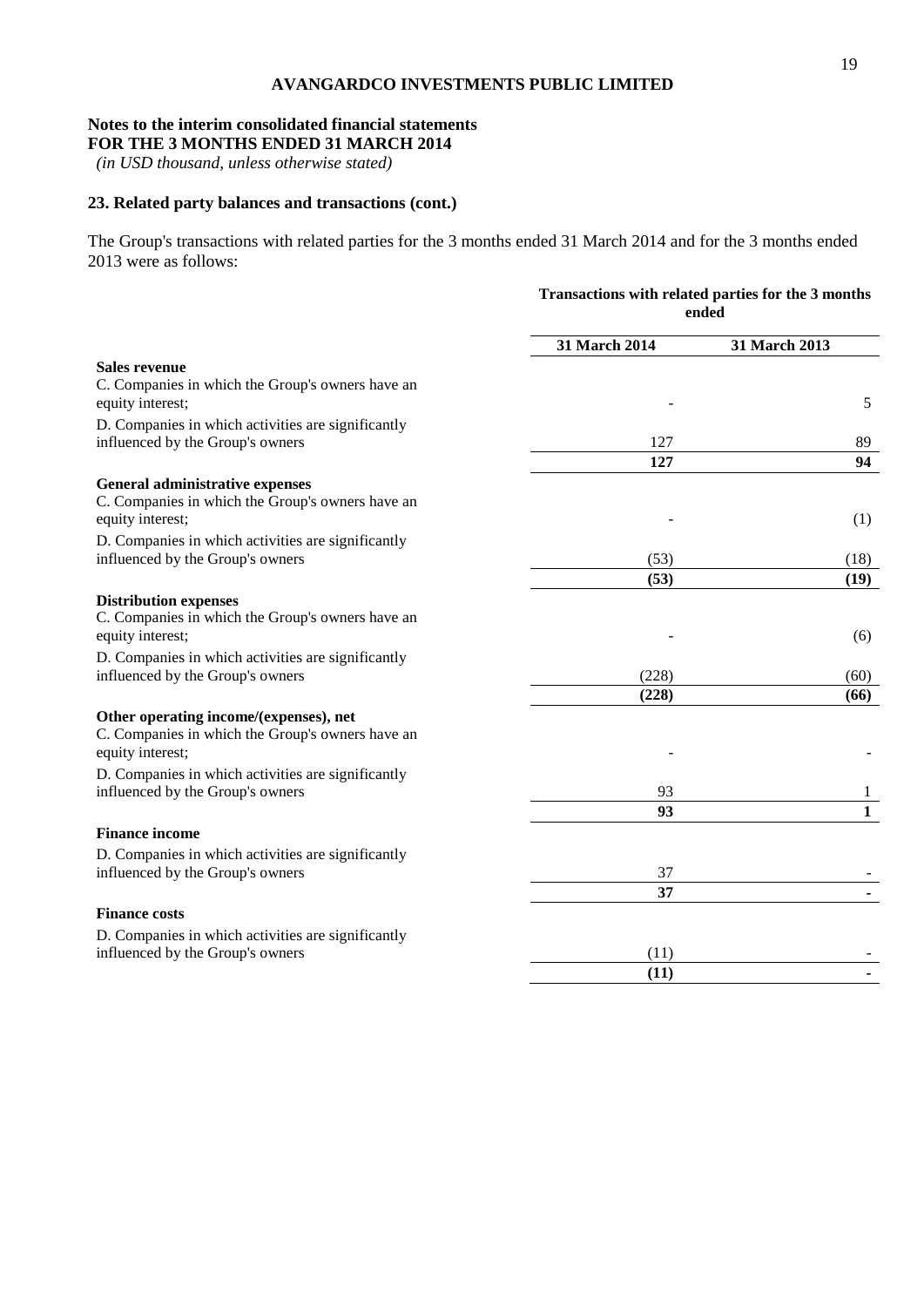**AVANGARDCO INVESTMENTS PUBLIC LIMITED**

**Notes to the interim consolidated financial statements**
**FOR THE 3 MONTHS ENDED 31 MARCH 2014**
*(in USD thousand, unless otherwise stated)*

## 23. Related party balances and transactions (cont.)

The Group's transactions with related parties for the 3 months ended 31 March 2014 and for the 3 months ended 2013 were as follows:

| | **Transactions with related parties for the 3 months ended** | |
|---|---|---|
| | **31 March 2014** | **31 March 2013** |
| **Sales revenue** | | |
| C. Companies in which the Group's owners have an equity interest; | - | 5 |
| D. Companies in which activities are significantly influenced by the Group's owners | 127 | 89 |
| | **127** | **94** |
| **General administrative expenses** | | |
| C. Companies in which the Group's owners have an equity interest; | - | (1) |
| D. Companies in which activities are significantly influenced by the Group's owners | (53) | (18) |
| | **(53)** | **(19)** |
| **Distribution expenses** | | |
| C. Companies in which the Group's owners have an equity interest; | - | (6) |
| D. Companies in which activities are significantly influenced by the Group's owners | (228) | (60) |
| | **(228)** | **(66)** |
| **Other operating income/(expenses), net** | | |
| C. Companies in which the Group's owners have an equity interest; | - | - |
| D. Companies in which activities are significantly influenced by the Group's owners | 93 | 1 |
| | **93** | **1** |
| **Finance income** | | |
| D. Companies in which activities are significantly influenced by the Group's owners | 37 | - |
| | **37** | **-** |
| **Finance costs** | | |
| D. Companies in which activities are significantly influenced by the Group's owners | (11) | - |
| | **(11)** | **-** |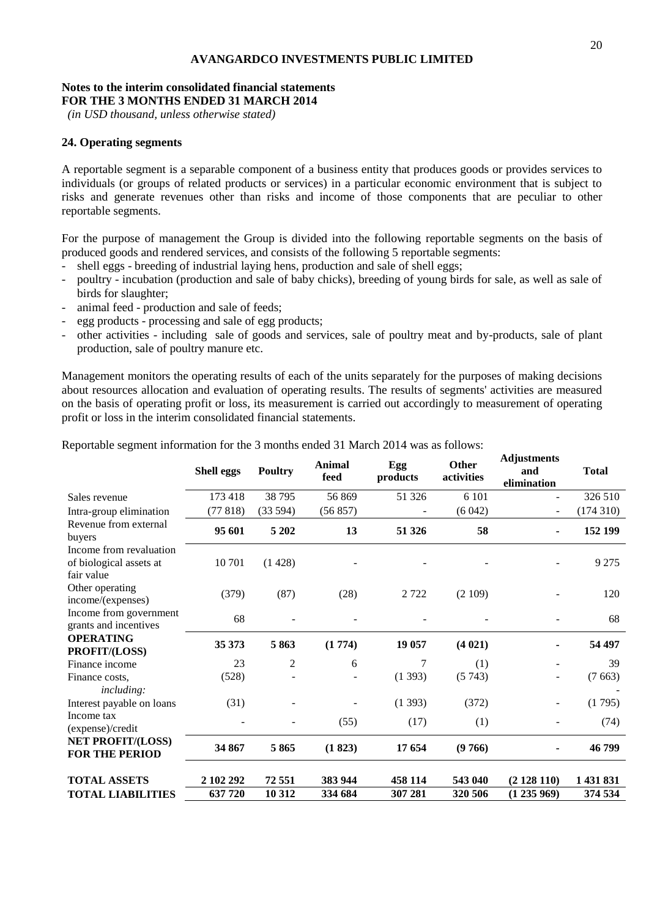**AVANGARDCO INVESTMENTS PUBLIC LIMITED**

**Notes to the interim consolidated financial statements**
**FOR THE 3 MONTHS ENDED 31 MARCH 2014**
*(in USD thousand, unless otherwise stated)*

## 24. Operating segments

A reportable segment is a separable component of a business entity that produces goods or provides services to individuals (or groups of related products or services) in a particular economic environment that is subject to risks and generate revenues other than risks and income of those components that are peculiar to other reportable segments.

For the purpose of management the Group is divided into the following reportable segments on the basis of produced goods and rendered services, and consists of the following 5 reportable segments:

- shell eggs - breeding of industrial laying hens, production and sale of shell eggs;
- poultry - incubation (production and sale of baby chicks), breeding of young birds for sale, as well as sale of birds for slaughter;
- animal feed - production and sale of feeds;
- egg products - processing and sale of egg products;
- other activities - including sale of goods and services, sale of poultry meat and by-products, sale of plant production, sale of poultry manure etc.

Management monitors the operating results of each of the units separately for the purposes of making decisions about resources allocation and evaluation of operating results. The results of segments' activities are measured on the basis of operating profit or loss, its measurement is carried out accordingly to measurement of operating profit or loss in the interim consolidated financial statements.

Reportable segment information for the 3 months ended 31 March 2014 was as follows:

| | **Shell eggs** | **Poultry** | **Animal feed** | **Egg products** | **Other activities** | **Adjustments and elimination** | **Total** |
|---|---|---|---|---|---|---|---|
| Sales revenue | 173 418 | 38 795 | 56 869 | 51 326 | 6 101 | - | 326 510 |
| Intra-group elimination | (77 818) | (33 594) | (56 857) | - | (6 042) | - | (174 310) |
| Revenue from external buyers | **95 601** | **5 202** | **13** | **51 326** | **58** | **-** | **152 199** |
| Income from revaluation of biological assets at fair value | 10 701 | (1 428) | - | - | - | - | 9 275 |
| Other operating income/(expenses) | (379) | (87) | (28) | 2 722 | (2 109) | - | 120 |
| Income from government grants and incentives | 68 | - | - | - | - | - | 68 |
| **OPERATING PROFIT/(LOSS)** | **35 373** | **5 863** | **(1 774)** | **19 057** | **(4 021)** | **-** | **54 497** |
| Finance income | 23 | 2 | 6 | 7 | (1) | - | 39 |
| Finance costs, *including:* | (528) | - | - | (1 393) | (5 743) | - | (7 663) |
| Interest payable on loans | (31) | - | - | (1 393) | (372) | - | (1 795) |
| Income tax (expense)/credit | - | - | (55) | (17) | (1) | - | (74) |
| **NET PROFIT/(LOSS) FOR THE PERIOD** | **34 867** | **5 865** | **(1 823)** | **17 654** | **(9 766)** | **-** | **46 799** |
| **TOTAL ASSETS** | **2 102 292** | **72 551** | **383 944** | **458 114** | **543 040** | **(2 128 110)** | **1 431 831** |
| **TOTAL LIABILITIES** | **637 720** | **10 312** | **334 684** | **307 281** | **320 506** | **(1 235 969)** | **374 534** |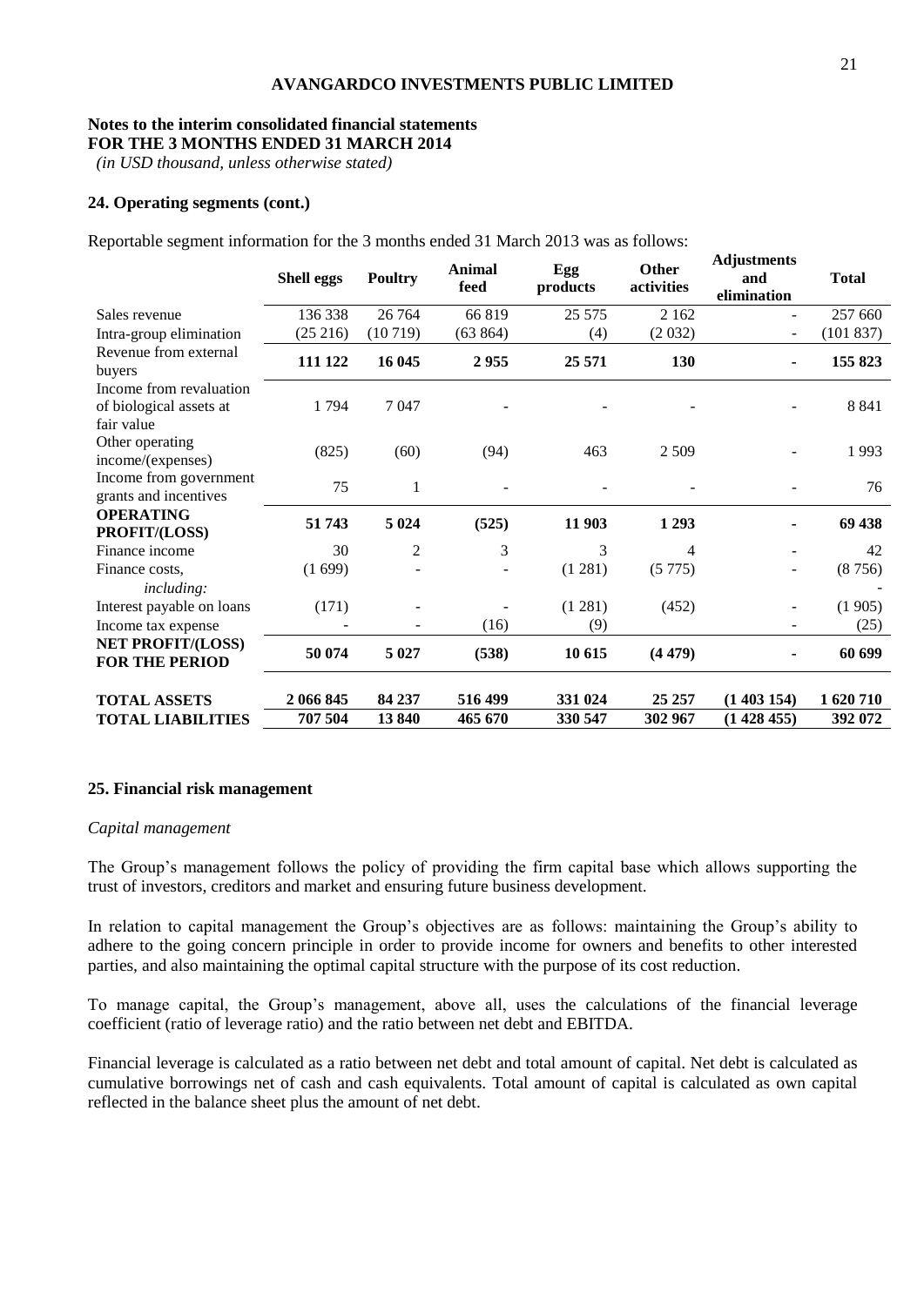**AVANGARDCO INVESTMENTS PUBLIC LIMITED**

**Notes to the interim consolidated financial statements**
**FOR THE 3 MONTHS ENDED 31 MARCH 2014**
*(in USD thousand, unless otherwise stated)*

## 24. Operating segments (cont.)

Reportable segment information for the 3 months ended 31 March 2013 was as follows:

| | Shell eggs | Poultry | Animal feed | Egg products | Other activities | Adjustments and elimination | Total |
|---|---|---|---|---|---|---|---|
| Sales revenue | 136 338 | 26 764 | 66 819 | 25 575 | 2 162 | - | 257 660 |
| Intra-group elimination | (25 216) | (10 719) | (63 864) | (4) | (2 032) | - | (101 837) |
| Revenue from external buyers | **111 122** | **16 045** | **2 955** | **25 571** | **130** | **-** | **155 823** |
| Income from revaluation of biological assets at fair value | 1 794 | 7 047 | - | - | - | - | 8 841 |
| Other operating income/(expenses) | (825) | (60) | (94) | 463 | 2 509 | - | 1 993 |
| Income from government grants and incentives | 75 | 1 | - | - | - | - | 76 |
| **OPERATING PROFIT/(LOSS)** | **51 743** | **5 024** | **(525)** | **11 903** | **1 293** | **-** | **69 438** |
| Finance income | 30 | 2 | 3 | 3 | 4 | - | 42 |
| Finance costs, | (1 699) | - | - | (1 281) | (5 775) | - | (8 756) |
| *including:* | | | | | | | - |
| Interest payable on loans | (171) | - | - | (1 281) | (452) | - | (1 905) |
| Income tax expense | - | - | (16) | (9) | | - | (25) |
| **NET PROFIT/(LOSS) FOR THE PERIOD** | **50 074** | **5 027** | **(538)** | **10 615** | **(4 479)** | **-** | **60 699** |
| **TOTAL ASSETS** | **2 066 845** | **84 237** | **516 499** | **331 024** | **25 257** | **(1 403 154)** | **1 620 710** |
| **TOTAL LIABILITIES** | **707 504** | **13 840** | **465 670** | **330 547** | **302 967** | **(1 428 455)** | **392 072** |

## 25. Financial risk management

*Capital management*

The Group's management follows the policy of providing the firm capital base which allows supporting the trust of investors, creditors and market and ensuring future business development.

In relation to capital management the Group's objectives are as follows: maintaining the Group's ability to adhere to the going concern principle in order to provide income for owners and benefits to other interested parties, and also maintaining the optimal capital structure with the purpose of its cost reduction.

To manage capital, the Group's management, above all, uses the calculations of the financial leverage coefficient (ratio of leverage ratio) and the ratio between net debt and EBITDA.

Financial leverage is calculated as a ratio between net debt and total amount of capital. Net debt is calculated as cumulative borrowings net of cash and cash equivalents. Total amount of capital is calculated as own capital reflected in the balance sheet plus the amount of net debt.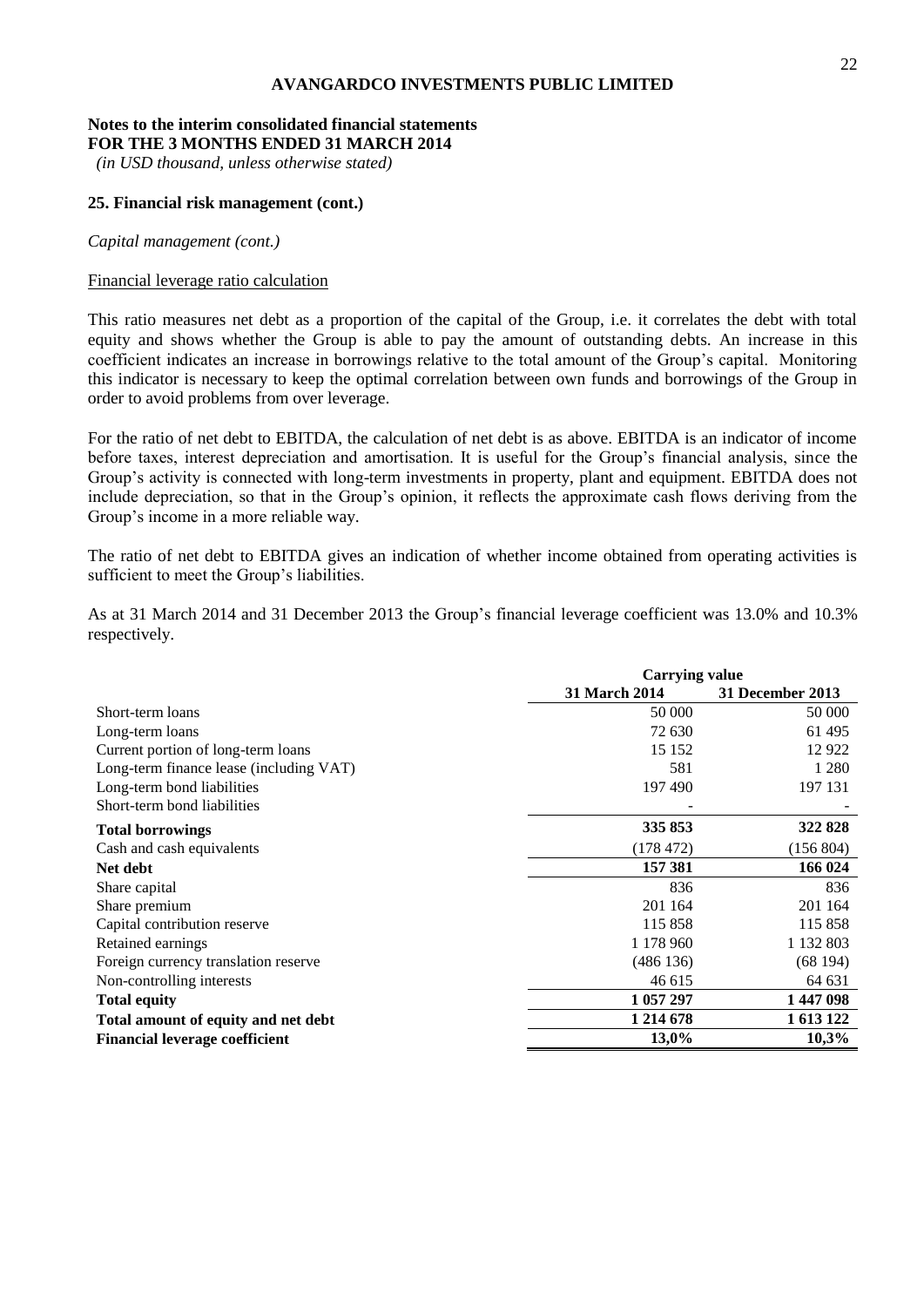# AVANGARDCO INVESTMENTS PUBLIC LIMITED

**Notes to the interim consolidated financial statements**
**FOR THE 3 MONTHS ENDED 31 MARCH 2014**
*(in USD thousand, unless otherwise stated)*

## 25. Financial risk management (cont.)

*Capital management (cont.)*

Financial leverage ratio calculation

This ratio measures net debt as a proportion of the capital of the Group, i.e. it correlates the debt with total equity and shows whether the Group is able to pay the amount of outstanding debts. An increase in this coefficient indicates an increase in borrowings relative to the total amount of the Group's capital. Monitoring this indicator is necessary to keep the optimal correlation between own funds and borrowings of the Group in order to avoid problems from over leverage.

For the ratio of net debt to EBITDA, the calculation of net debt is as above. EBITDA is an indicator of income before taxes, interest depreciation and amortisation. It is useful for the Group's financial analysis, since the Group's activity is connected with long-term investments in property, plant and equipment. EBITDA does not include depreciation, so that in the Group's opinion, it reflects the approximate cash flows deriving from the Group's income in a more reliable way.

The ratio of net debt to EBITDA gives an indication of whether income obtained from operating activities is sufficient to meet the Group's liabilities.

As at 31 March 2014 and 31 December 2013 the Group's financial leverage coefficient was 13.0% and 10.3% respectively.

| | Carrying value | |
|---|---|---|
| | **31 March 2014** | **31 December 2013** |
| Short-term loans | 50 000 | 50 000 |
| Long-term loans | 72 630 | 61 495 |
| Current portion of long-term loans | 15 152 | 12 922 |
| Long-term finance lease (including VAT) | 581 | 1 280 |
| Long-term bond liabilities | 197 490 | 197 131 |
| Short-term bond liabilities | - | - |
| **Total borrowings** | **335 853** | **322 828** |
| Cash and cash equivalents | (178 472) | (156 804) |
| **Net debt** | **157 381** | **166 024** |
| Share capital | 836 | 836 |
| Share premium | 201 164 | 201 164 |
| Capital contribution reserve | 115 858 | 115 858 |
| Retained earnings | 1 178 960 | 1 132 803 |
| Foreign currency translation reserve | (486 136) | (68 194) |
| Non-controlling interests | 46 615 | 64 631 |
| **Total equity** | **1 057 297** | **1 447 098** |
| **Total amount of equity and net debt** | **1 214 678** | **1 613 122** |
| **Financial leverage coefficient** | **13,0%** | **10,3%** |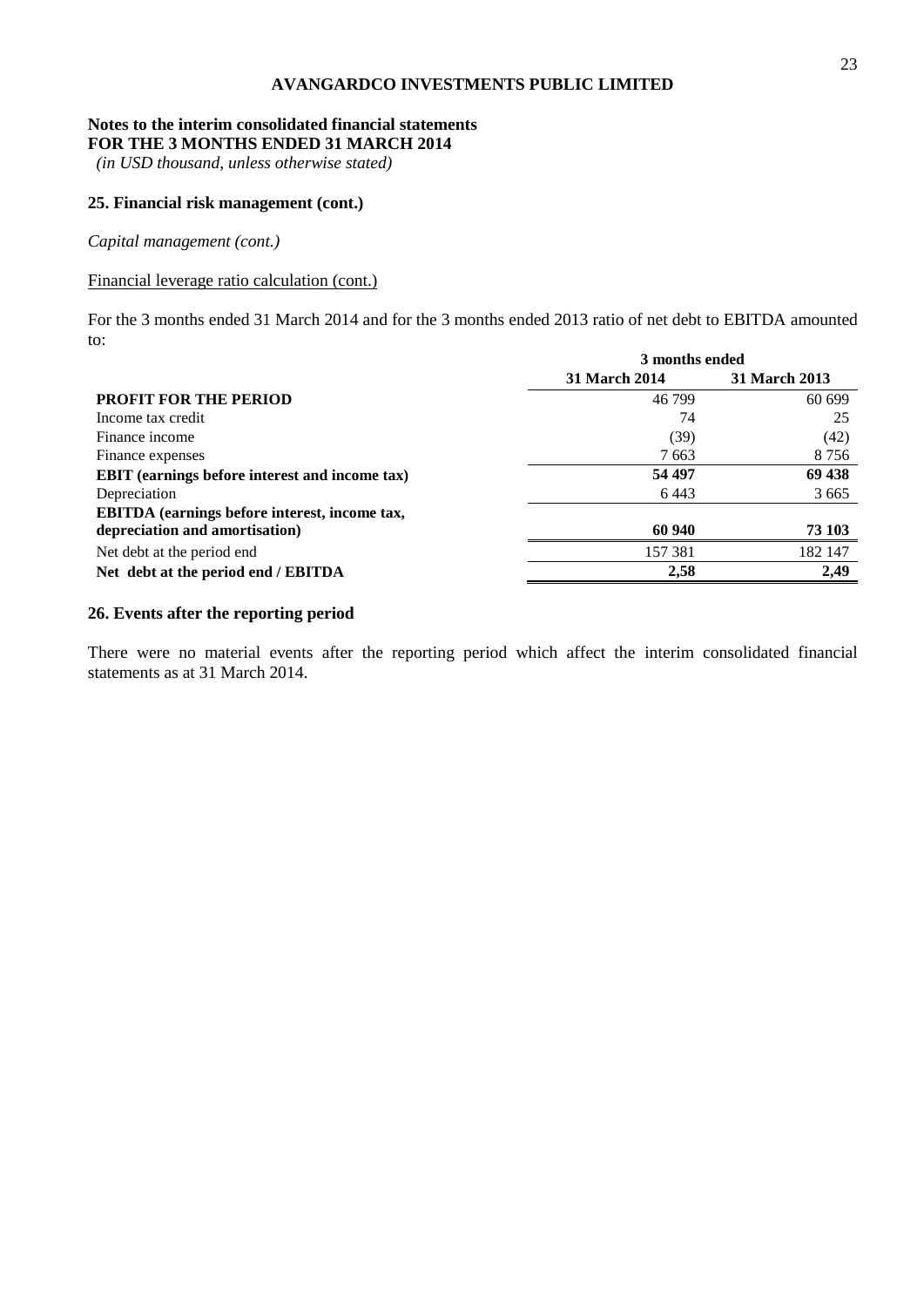**AVANGARDCO INVESTMENTS PUBLIC LIMITED**

**Notes to the interim consolidated financial statements**
**FOR THE 3 MONTHS ENDED 31 MARCH 2014**
*(in USD thousand, unless otherwise stated)*

## 25. Financial risk management (cont.)

*Capital management (cont.)*

Financial leverage ratio calculation (cont.)

For the 3 months ended 31 March 2014 and for the 3 months ended 2013 ratio of net debt to EBITDA amounted to:

| | 3 months ended | |
|---|---|---|
| | **31 March 2014** | **31 March 2013** |
| **PROFIT FOR THE PERIOD** | 46 799 | 60 699 |
| Income tax credit | 74 | 25 |
| Finance income | (39) | (42) |
| Finance expenses | 7 663 | 8 756 |
| **EBIT (earnings before interest and income tax)** | **54 497** | **69 438** |
| Depreciation | 6 443 | 3 665 |
| **EBITDA (earnings before interest, income tax, depreciation and amortisation)** | **60 940** | **73 103** |
| Net debt at the period end | 157 381 | 182 147 |
| **Net debt at the period end / EBITDA** | **2,58** | **2,49** |

## 26. Events after the reporting period

There were no material events after the reporting period which affect the interim consolidated financial statements as at 31 March 2014.